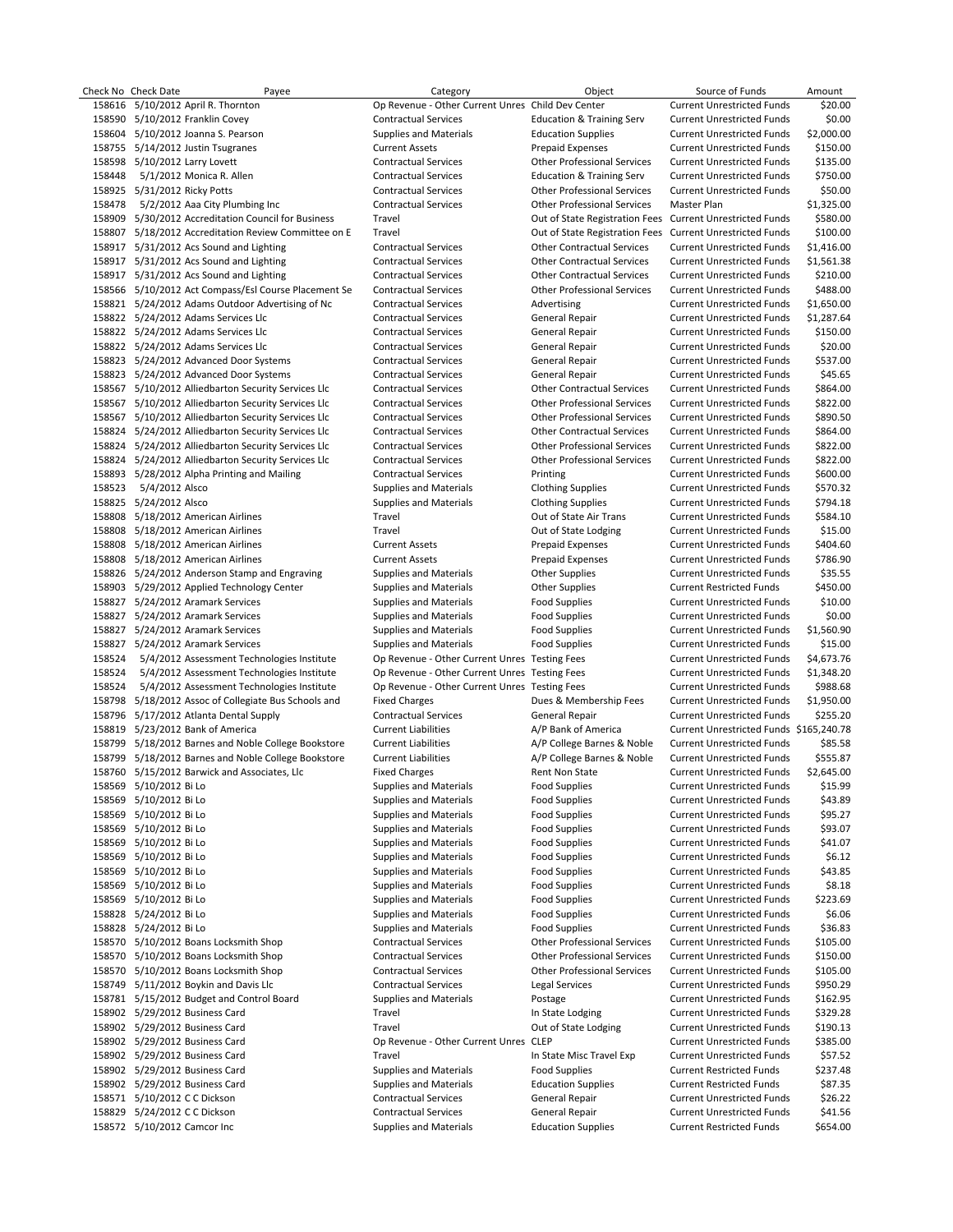| Check No | Check Date | Payee | Category | Object | Source of Funds | Amount |
|---|---|---|---|---|---|---|
| 158616 | 5/10/2012 | April R. Thornton | Op Revenue - Other Current Unres | Child Dev Center | Current Unrestricted Funds | $20.00 |
| 158590 | 5/10/2012 | Franklin Covey | Contractual Services | Education & Training Serv | Current Unrestricted Funds | $0.00 |
| 158604 | 5/10/2012 | Joanna S. Pearson | Supplies and Materials | Education Supplies | Current Unrestricted Funds | $2,000.00 |
| 158755 | 5/14/2012 | Justin Tsugranes | Current Assets | Prepaid Expenses | Current Unrestricted Funds | $150.00 |
| 158598 | 5/10/2012 | Larry Lovett | Contractual Services | Other Professional Services | Current Unrestricted Funds | $135.00 |
| 158448 | 5/1/2012 | Monica R. Allen | Contractual Services | Education & Training Serv | Current Unrestricted Funds | $750.00 |
| 158925 | 5/31/2012 | Ricky Potts | Contractual Services | Other Professional Services | Current Unrestricted Funds | $50.00 |
| 158478 | 5/2/2012 | Aaa City Plumbing Inc | Contractual Services | Other Professional Services | Master Plan | $1,325.00 |
| 158909 | 5/30/2012 | Accreditation Council for Business | Travel | Out of State Registration Fees | Current Unrestricted Funds | $580.00 |
| 158807 | 5/18/2012 | Accreditation Review Committee on E | Travel | Out of State Registration Fees | Current Unrestricted Funds | $100.00 |
| 158917 | 5/31/2012 | Acs Sound and Lighting | Contractual Services | Other Contractual Services | Current Unrestricted Funds | $1,416.00 |
| 158917 | 5/31/2012 | Acs Sound and Lighting | Contractual Services | Other Contractual Services | Current Unrestricted Funds | $1,561.38 |
| 158917 | 5/31/2012 | Acs Sound and Lighting | Contractual Services | Other Contractual Services | Current Unrestricted Funds | $210.00 |
| 158566 | 5/10/2012 | Act Compass/Esl Course Placement Se | Contractual Services | Other Professional Services | Current Unrestricted Funds | $488.00 |
| 158821 | 5/24/2012 | Adams Outdoor Advertising of Nc | Contractual Services | Advertising | Current Unrestricted Funds | $1,650.00 |
| 158822 | 5/24/2012 | Adams Services Llc | Contractual Services | General Repair | Current Unrestricted Funds | $1,287.64 |
| 158822 | 5/24/2012 | Adams Services Llc | Contractual Services | General Repair | Current Unrestricted Funds | $150.00 |
| 158822 | 5/24/2012 | Adams Services Llc | Contractual Services | General Repair | Current Unrestricted Funds | $20.00 |
| 158823 | 5/24/2012 | Advanced Door Systems | Contractual Services | General Repair | Current Unrestricted Funds | $537.00 |
| 158823 | 5/24/2012 | Advanced Door Systems | Contractual Services | General Repair | Current Unrestricted Funds | $45.65 |
| 158567 | 5/10/2012 | Alliedbarton Security Services Llc | Contractual Services | Other Contractual Services | Current Unrestricted Funds | $864.00 |
| 158567 | 5/10/2012 | Alliedbarton Security Services Llc | Contractual Services | Other Professional Services | Current Unrestricted Funds | $822.00 |
| 158567 | 5/10/2012 | Alliedbarton Security Services Llc | Contractual Services | Other Professional Services | Current Unrestricted Funds | $890.50 |
| 158824 | 5/24/2012 | Alliedbarton Security Services Llc | Contractual Services | Other Contractual Services | Current Unrestricted Funds | $864.00 |
| 158824 | 5/24/2012 | Alliedbarton Security Services Llc | Contractual Services | Other Professional Services | Current Unrestricted Funds | $822.00 |
| 158824 | 5/24/2012 | Alliedbarton Security Services Llc | Contractual Services | Other Professional Services | Current Unrestricted Funds | $822.00 |
| 158893 | 5/28/2012 | Alpha Printing and Mailing | Contractual Services | Printing | Current Unrestricted Funds | $600.00 |
| 158523 | 5/4/2012 | Alsco | Supplies and Materials | Clothing Supplies | Current Unrestricted Funds | $570.32 |
| 158825 | 5/24/2012 | Alsco | Supplies and Materials | Clothing Supplies | Current Unrestricted Funds | $794.18 |
| 158808 | 5/18/2012 | American Airlines | Travel | Out of State Air Trans | Current Unrestricted Funds | $584.10 |
| 158808 | 5/18/2012 | American Airlines | Travel | Out of State Lodging | Current Unrestricted Funds | $15.00 |
| 158808 | 5/18/2012 | American Airlines | Current Assets | Prepaid Expenses | Current Unrestricted Funds | $404.60 |
| 158808 | 5/18/2012 | American Airlines | Current Assets | Prepaid Expenses | Current Unrestricted Funds | $786.90 |
| 158826 | 5/24/2012 | Anderson Stamp and Engraving | Supplies and Materials | Other Supplies | Current Unrestricted Funds | $35.55 |
| 158903 | 5/29/2012 | Applied Technology Center | Supplies and Materials | Other Supplies | Current Restricted Funds | $450.00 |
| 158827 | 5/24/2012 | Aramark Services | Supplies and Materials | Food Supplies | Current Unrestricted Funds | $10.00 |
| 158827 | 5/24/2012 | Aramark Services | Supplies and Materials | Food Supplies | Current Unrestricted Funds | $0.00 |
| 158827 | 5/24/2012 | Aramark Services | Supplies and Materials | Food Supplies | Current Unrestricted Funds | $1,560.90 |
| 158827 | 5/24/2012 | Aramark Services | Supplies and Materials | Food Supplies | Current Unrestricted Funds | $15.00 |
| 158524 | 5/4/2012 | Assessment Technologies Institute | Op Revenue - Other Current Unres | Testing Fees | Current Unrestricted Funds | $4,673.76 |
| 158524 | 5/4/2012 | Assessment Technologies Institute | Op Revenue - Other Current Unres | Testing Fees | Current Unrestricted Funds | $1,348.20 |
| 158524 | 5/4/2012 | Assessment Technologies Institute | Op Revenue - Other Current Unres | Testing Fees | Current Unrestricted Funds | $988.68 |
| 158798 | 5/18/2012 | Assoc of Collegiate Bus Schools and | Fixed Charges | Dues & Membership Fees | Current Unrestricted Funds | $1,950.00 |
| 158796 | 5/17/2012 | Atlanta Dental Supply | Contractual Services | General Repair | Current Unrestricted Funds | $255.20 |
| 158819 | 5/23/2012 | Bank of America | Current Liabilities | A/P Bank of America | Current Unrestricted Funds | $165,240.78 |
| 158799 | 5/18/2012 | Barnes and Noble College Bookstore | Current Liabilities | A/P College Barnes & Noble | Current Unrestricted Funds | $85.58 |
| 158799 | 5/18/2012 | Barnes and Noble College Bookstore | Current Liabilities | A/P College Barnes & Noble | Current Unrestricted Funds | $555.87 |
| 158760 | 5/15/2012 | Barwick and Associates, Llc | Fixed Charges | Rent Non State | Current Unrestricted Funds | $2,645.00 |
| 158569 | 5/10/2012 | Bi Lo | Supplies and Materials | Food Supplies | Current Unrestricted Funds | $15.99 |
| 158569 | 5/10/2012 | Bi Lo | Supplies and Materials | Food Supplies | Current Unrestricted Funds | $43.89 |
| 158569 | 5/10/2012 | Bi Lo | Supplies and Materials | Food Supplies | Current Unrestricted Funds | $95.27 |
| 158569 | 5/10/2012 | Bi Lo | Supplies and Materials | Food Supplies | Current Unrestricted Funds | $93.07 |
| 158569 | 5/10/2012 | Bi Lo | Supplies and Materials | Food Supplies | Current Unrestricted Funds | $41.07 |
| 158569 | 5/10/2012 | Bi Lo | Supplies and Materials | Food Supplies | Current Unrestricted Funds | $6.12 |
| 158569 | 5/10/2012 | Bi Lo | Supplies and Materials | Food Supplies | Current Unrestricted Funds | $43.85 |
| 158569 | 5/10/2012 | Bi Lo | Supplies and Materials | Food Supplies | Current Unrestricted Funds | $8.18 |
| 158569 | 5/10/2012 | Bi Lo | Supplies and Materials | Food Supplies | Current Unrestricted Funds | $223.69 |
| 158828 | 5/24/2012 | Bi Lo | Supplies and Materials | Food Supplies | Current Unrestricted Funds | $6.06 |
| 158828 | 5/24/2012 | Bi Lo | Supplies and Materials | Food Supplies | Current Unrestricted Funds | $36.83 |
| 158570 | 5/10/2012 | Boans Locksmith Shop | Contractual Services | Other Professional Services | Current Unrestricted Funds | $105.00 |
| 158570 | 5/10/2012 | Boans Locksmith Shop | Contractual Services | Other Professional Services | Current Unrestricted Funds | $150.00 |
| 158570 | 5/10/2012 | Boans Locksmith Shop | Contractual Services | Other Professional Services | Current Unrestricted Funds | $105.00 |
| 158749 | 5/11/2012 | Boykin and Davis Llc | Contractual Services | Legal Services | Current Unrestricted Funds | $950.29 |
| 158781 | 5/15/2012 | Budget and Control Board | Supplies and Materials | Postage | Current Unrestricted Funds | $162.95 |
| 158902 | 5/29/2012 | Business Card | Travel | In State Lodging | Current Unrestricted Funds | $329.28 |
| 158902 | 5/29/2012 | Business Card | Travel | Out of State Lodging | Current Unrestricted Funds | $190.13 |
| 158902 | 5/29/2012 | Business Card | Op Revenue - Other Current Unres | CLEP | Current Unrestricted Funds | $385.00 |
| 158902 | 5/29/2012 | Business Card | Travel | In State Misc Travel Exp | Current Unrestricted Funds | $57.52 |
| 158902 | 5/29/2012 | Business Card | Supplies and Materials | Food Supplies | Current Restricted Funds | $237.48 |
| 158902 | 5/29/2012 | Business Card | Supplies and Materials | Education Supplies | Current Restricted Funds | $87.35 |
| 158571 | 5/10/2012 | C C Dickson | Contractual Services | General Repair | Current Unrestricted Funds | $26.22 |
| 158829 | 5/24/2012 | C C Dickson | Contractual Services | General Repair | Current Unrestricted Funds | $41.56 |
| 158572 | 5/10/2012 | Camcor Inc | Supplies and Materials | Education Supplies | Current Restricted Funds | $654.00 |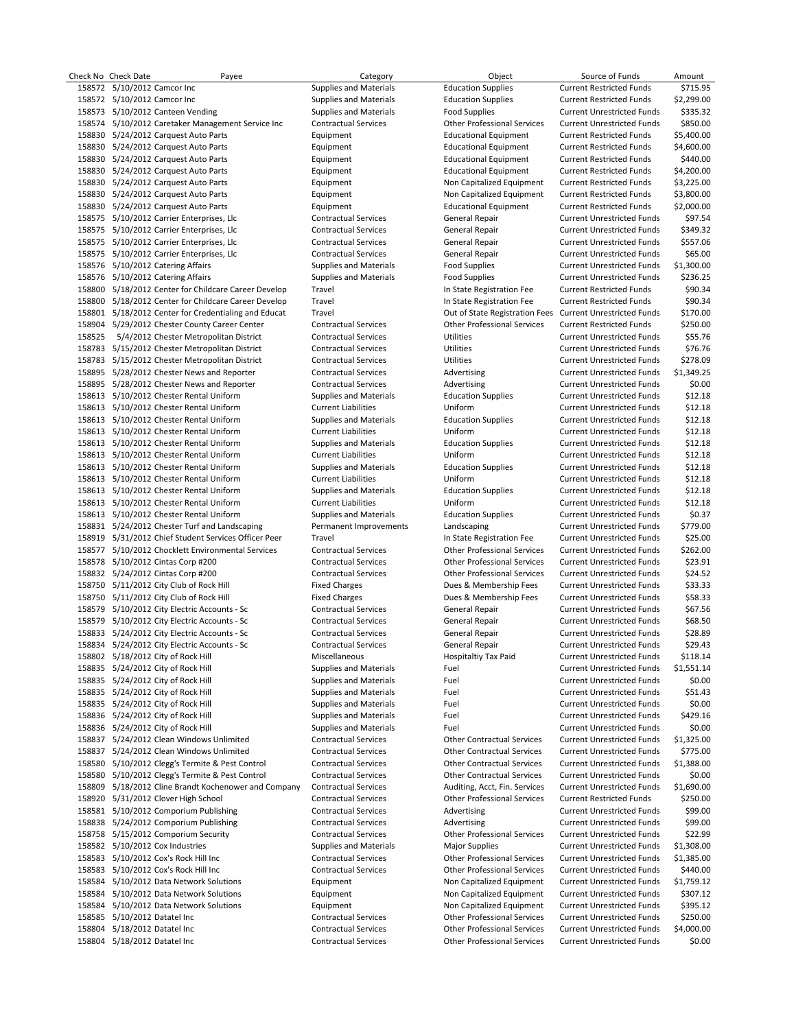| Check No | Check Date | Payee | Category | Object | Source of Funds | Amount |
|---|---|---|---|---|---|---|
| 158572 | 5/10/2012 | Camcor Inc | Supplies and Materials | Education Supplies | Current Restricted Funds | $715.95 |
| 158572 | 5/10/2012 | Camcor Inc | Supplies and Materials | Education Supplies | Current Restricted Funds | $2,299.00 |
| 158573 | 5/10/2012 | Canteen Vending | Supplies and Materials | Food Supplies | Current Unrestricted Funds | $335.32 |
| 158574 | 5/10/2012 | Caretaker Management Service Inc | Contractual Services | Other Professional Services | Current Unrestricted Funds | $850.00 |
| 158830 | 5/24/2012 | Carquest Auto Parts | Equipment | Educational Equipment | Current Restricted Funds | $5,400.00 |
| 158830 | 5/24/2012 | Carquest Auto Parts | Equipment | Educational Equipment | Current Restricted Funds | $4,600.00 |
| 158830 | 5/24/2012 | Carquest Auto Parts | Equipment | Educational Equipment | Current Restricted Funds | $440.00 |
| 158830 | 5/24/2012 | Carquest Auto Parts | Equipment | Educational Equipment | Current Restricted Funds | $4,200.00 |
| 158830 | 5/24/2012 | Carquest Auto Parts | Equipment | Non Capitalized Equipment | Current Restricted Funds | $3,225.00 |
| 158830 | 5/24/2012 | Carquest Auto Parts | Equipment | Non Capitalized Equipment | Current Restricted Funds | $3,800.00 |
| 158830 | 5/24/2012 | Carquest Auto Parts | Equipment | Educational Equipment | Current Restricted Funds | $2,000.00 |
| 158575 | 5/10/2012 | Carrier Enterprises, Llc | Contractual Services | General Repair | Current Unrestricted Funds | $97.54 |
| 158575 | 5/10/2012 | Carrier Enterprises, Llc | Contractual Services | General Repair | Current Unrestricted Funds | $349.32 |
| 158575 | 5/10/2012 | Carrier Enterprises, Llc | Contractual Services | General Repair | Current Unrestricted Funds | $557.06 |
| 158575 | 5/10/2012 | Carrier Enterprises, Llc | Contractual Services | General Repair | Current Unrestricted Funds | $65.00 |
| 158576 | 5/10/2012 | Catering Affairs | Supplies and Materials | Food Supplies | Current Unrestricted Funds | $1,300.00 |
| 158576 | 5/10/2012 | Catering Affairs | Supplies and Materials | Food Supplies | Current Unrestricted Funds | $236.25 |
| 158800 | 5/18/2012 | Center for Childcare Career Develop | Travel | In State Registration Fee | Current Restricted Funds | $90.34 |
| 158800 | 5/18/2012 | Center for Childcare Career Develop | Travel | In State Registration Fee | Current Restricted Funds | $90.34 |
| 158801 | 5/18/2012 | Center for Credentialing and Educat | Travel | Out of State Registration Fees | Current Unrestricted Funds | $170.00 |
| 158904 | 5/29/2012 | Chester County Career Center | Contractual Services | Other Professional Services | Current Restricted Funds | $250.00 |
| 158525 | 5/4/2012 | Chester Metropolitan District | Contractual Services | Utilities | Current Unrestricted Funds | $55.76 |
| 158783 | 5/15/2012 | Chester Metropolitan District | Contractual Services | Utilities | Current Unrestricted Funds | $76.76 |
| 158783 | 5/15/2012 | Chester Metropolitan District | Contractual Services | Utilities | Current Unrestricted Funds | $278.09 |
| 158895 | 5/28/2012 | Chester News and Reporter | Contractual Services | Advertising | Current Unrestricted Funds | $1,349.25 |
| 158895 | 5/28/2012 | Chester News and Reporter | Contractual Services | Advertising | Current Unrestricted Funds | $0.00 |
| 158613 | 5/10/2012 | Chester Rental Uniform | Supplies and Materials | Education Supplies | Current Unrestricted Funds | $12.18 |
| 158613 | 5/10/2012 | Chester Rental Uniform | Current Liabilities | Uniform | Current Unrestricted Funds | $12.18 |
| 158613 | 5/10/2012 | Chester Rental Uniform | Supplies and Materials | Education Supplies | Current Unrestricted Funds | $12.18 |
| 158613 | 5/10/2012 | Chester Rental Uniform | Current Liabilities | Uniform | Current Unrestricted Funds | $12.18 |
| 158613 | 5/10/2012 | Chester Rental Uniform | Supplies and Materials | Education Supplies | Current Unrestricted Funds | $12.18 |
| 158613 | 5/10/2012 | Chester Rental Uniform | Current Liabilities | Uniform | Current Unrestricted Funds | $12.18 |
| 158613 | 5/10/2012 | Chester Rental Uniform | Supplies and Materials | Education Supplies | Current Unrestricted Funds | $12.18 |
| 158613 | 5/10/2012 | Chester Rental Uniform | Current Liabilities | Uniform | Current Unrestricted Funds | $12.18 |
| 158613 | 5/10/2012 | Chester Rental Uniform | Supplies and Materials | Education Supplies | Current Unrestricted Funds | $12.18 |
| 158613 | 5/10/2012 | Chester Rental Uniform | Current Liabilities | Uniform | Current Unrestricted Funds | $12.18 |
| 158613 | 5/10/2012 | Chester Rental Uniform | Supplies and Materials | Education Supplies | Current Unrestricted Funds | $0.37 |
| 158831 | 5/24/2012 | Chester Turf and Landscaping | Permanent Improvements | Landscaping | Current Unrestricted Funds | $779.00 |
| 158919 | 5/31/2012 | Chief Student Services Officer Peer | Travel | In State Registration Fee | Current Unrestricted Funds | $25.00 |
| 158577 | 5/10/2012 | Chocklett Environmental Services | Contractual Services | Other Professional Services | Current Unrestricted Funds | $262.00 |
| 158578 | 5/10/2012 | Cintas Corp #200 | Contractual Services | Other Professional Services | Current Unrestricted Funds | $23.91 |
| 158832 | 5/24/2012 | Cintas Corp #200 | Contractual Services | Other Professional Services | Current Unrestricted Funds | $24.52 |
| 158750 | 5/11/2012 | City Club of Rock Hill | Fixed Charges | Dues & Membership Fees | Current Unrestricted Funds | $33.33 |
| 158750 | 5/11/2012 | City Club of Rock Hill | Fixed Charges | Dues & Membership Fees | Current Unrestricted Funds | $58.33 |
| 158579 | 5/10/2012 | City Electric Accounts - Sc | Contractual Services | General Repair | Current Unrestricted Funds | $67.56 |
| 158579 | 5/10/2012 | City Electric Accounts - Sc | Contractual Services | General Repair | Current Unrestricted Funds | $68.50 |
| 158833 | 5/24/2012 | City Electric Accounts - Sc | Contractual Services | General Repair | Current Unrestricted Funds | $28.89 |
| 158834 | 5/24/2012 | City Electric Accounts - Sc | Contractual Services | General Repair | Current Unrestricted Funds | $29.43 |
| 158802 | 5/18/2012 | City of Rock Hill | Miscellaneous | Hospitaltiy Tax Paid | Current Unrestricted Funds | $118.14 |
| 158835 | 5/24/2012 | City of Rock Hill | Supplies and Materials | Fuel | Current Unrestricted Funds | $1,551.14 |
| 158835 | 5/24/2012 | City of Rock Hill | Supplies and Materials | Fuel | Current Unrestricted Funds | $0.00 |
| 158835 | 5/24/2012 | City of Rock Hill | Supplies and Materials | Fuel | Current Unrestricted Funds | $51.43 |
| 158835 | 5/24/2012 | City of Rock Hill | Supplies and Materials | Fuel | Current Unrestricted Funds | $0.00 |
| 158836 | 5/24/2012 | City of Rock Hill | Supplies and Materials | Fuel | Current Unrestricted Funds | $429.16 |
| 158836 | 5/24/2012 | City of Rock Hill | Supplies and Materials | Fuel | Current Unrestricted Funds | $0.00 |
| 158837 | 5/24/2012 | Clean Windows Unlimited | Contractual Services | Other Contractual Services | Current Unrestricted Funds | $1,325.00 |
| 158837 | 5/24/2012 | Clean Windows Unlimited | Contractual Services | Other Contractual Services | Current Unrestricted Funds | $775.00 |
| 158580 | 5/10/2012 | Clegg's Termite & Pest Control | Contractual Services | Other Contractual Services | Current Unrestricted Funds | $1,388.00 |
| 158580 | 5/10/2012 | Clegg's Termite & Pest Control | Contractual Services | Other Contractual Services | Current Unrestricted Funds | $0.00 |
| 158809 | 5/18/2012 | Cline Brandt Kochenower and Company | Contractual Services | Auditing, Acct, Fin. Services | Current Unrestricted Funds | $1,690.00 |
| 158920 | 5/31/2012 | Clover High School | Contractual Services | Other Professional Services | Current Restricted Funds | $250.00 |
| 158581 | 5/10/2012 | Comporium Publishing | Contractual Services | Advertising | Current Unrestricted Funds | $99.00 |
| 158838 | 5/24/2012 | Comporium Publishing | Contractual Services | Advertising | Current Unrestricted Funds | $99.00 |
| 158758 | 5/15/2012 | Comporium Security | Contractual Services | Other Professional Services | Current Unrestricted Funds | $22.99 |
| 158582 | 5/10/2012 | Cox Industries | Supplies and Materials | Major Supplies | Current Unrestricted Funds | $1,308.00 |
| 158583 | 5/10/2012 | Cox's Rock Hill Inc | Contractual Services | Other Professional Services | Current Unrestricted Funds | $1,385.00 |
| 158583 | 5/10/2012 | Cox's Rock Hill Inc | Contractual Services | Other Professional Services | Current Unrestricted Funds | $440.00 |
| 158584 | 5/10/2012 | Data Network Solutions | Equipment | Non Capitalized Equipment | Current Unrestricted Funds | $1,759.12 |
| 158584 | 5/10/2012 | Data Network Solutions | Equipment | Non Capitalized Equipment | Current Unrestricted Funds | $307.12 |
| 158584 | 5/10/2012 | Data Network Solutions | Equipment | Non Capitalized Equipment | Current Unrestricted Funds | $395.12 |
| 158585 | 5/10/2012 | Datatel Inc | Contractual Services | Other Professional Services | Current Unrestricted Funds | $250.00 |
| 158804 | 5/18/2012 | Datatel Inc | Contractual Services | Other Professional Services | Current Unrestricted Funds | $4,000.00 |
| 158804 | 5/18/2012 | Datatel Inc | Contractual Services | Other Professional Services | Current Unrestricted Funds | $0.00 |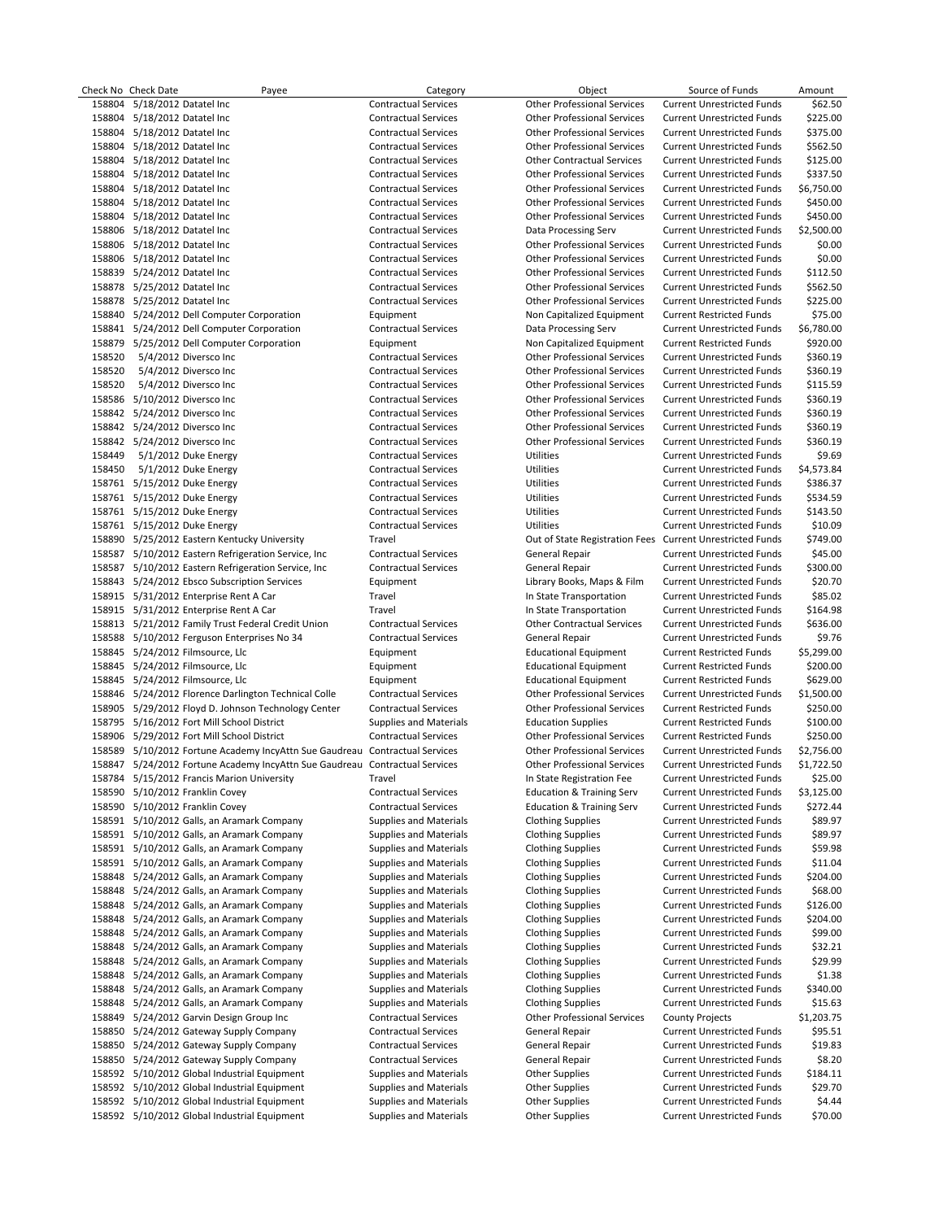| Check No | Check Date | Payee | Category | Object | Source of Funds | Amount |
|---|---|---|---|---|---|---|
| 158804 | 5/18/2012 | Datatel Inc | Contractual Services | Other Professional Services | Current Unrestricted Funds | $62.50 |
| 158804 | 5/18/2012 | Datatel Inc | Contractual Services | Other Professional Services | Current Unrestricted Funds | $225.00 |
| 158804 | 5/18/2012 | Datatel Inc | Contractual Services | Other Professional Services | Current Unrestricted Funds | $375.00 |
| 158804 | 5/18/2012 | Datatel Inc | Contractual Services | Other Professional Services | Current Unrestricted Funds | $562.50 |
| 158804 | 5/18/2012 | Datatel Inc | Contractual Services | Other Contractual Services | Current Unrestricted Funds | $125.00 |
| 158804 | 5/18/2012 | Datatel Inc | Contractual Services | Other Professional Services | Current Unrestricted Funds | $337.50 |
| 158804 | 5/18/2012 | Datatel Inc | Contractual Services | Other Professional Services | Current Unrestricted Funds | $6,750.00 |
| 158804 | 5/18/2012 | Datatel Inc | Contractual Services | Other Professional Services | Current Unrestricted Funds | $450.00 |
| 158804 | 5/18/2012 | Datatel Inc | Contractual Services | Other Professional Services | Current Unrestricted Funds | $450.00 |
| 158806 | 5/18/2012 | Datatel Inc | Contractual Services | Data Processing Serv | Current Unrestricted Funds | $2,500.00 |
| 158806 | 5/18/2012 | Datatel Inc | Contractual Services | Other Professional Services | Current Unrestricted Funds | $0.00 |
| 158806 | 5/18/2012 | Datatel Inc | Contractual Services | Other Professional Services | Current Unrestricted Funds | $0.00 |
| 158839 | 5/24/2012 | Datatel Inc | Contractual Services | Other Professional Services | Current Unrestricted Funds | $112.50 |
| 158878 | 5/25/2012 | Datatel Inc | Contractual Services | Other Professional Services | Current Unrestricted Funds | $562.50 |
| 158878 | 5/25/2012 | Datatel Inc | Contractual Services | Other Professional Services | Current Unrestricted Funds | $225.00 |
| 158840 | 5/24/2012 | Dell Computer Corporation | Equipment | Non Capitalized Equipment | Current Restricted Funds | $75.00 |
| 158841 | 5/24/2012 | Dell Computer Corporation | Contractual Services | Data Processing Serv | Current Unrestricted Funds | $6,780.00 |
| 158879 | 5/25/2012 | Dell Computer Corporation | Equipment | Non Capitalized Equipment | Current Restricted Funds | $920.00 |
| 158520 | 5/4/2012 | Diversco Inc | Contractual Services | Other Professional Services | Current Unrestricted Funds | $360.19 |
| 158520 | 5/4/2012 | Diversco Inc | Contractual Services | Other Professional Services | Current Unrestricted Funds | $360.19 |
| 158520 | 5/4/2012 | Diversco Inc | Contractual Services | Other Professional Services | Current Unrestricted Funds | $115.59 |
| 158586 | 5/10/2012 | Diversco Inc | Contractual Services | Other Professional Services | Current Unrestricted Funds | $360.19 |
| 158842 | 5/24/2012 | Diversco Inc | Contractual Services | Other Professional Services | Current Unrestricted Funds | $360.19 |
| 158842 | 5/24/2012 | Diversco Inc | Contractual Services | Other Professional Services | Current Unrestricted Funds | $360.19 |
| 158842 | 5/24/2012 | Diversco Inc | Contractual Services | Other Professional Services | Current Unrestricted Funds | $360.19 |
| 158449 | 5/1/2012 | Duke Energy | Contractual Services | Utilities | Current Unrestricted Funds | $9.69 |
| 158450 | 5/1/2012 | Duke Energy | Contractual Services | Utilities | Current Unrestricted Funds | $4,573.84 |
| 158761 | 5/15/2012 | Duke Energy | Contractual Services | Utilities | Current Unrestricted Funds | $386.37 |
| 158761 | 5/15/2012 | Duke Energy | Contractual Services | Utilities | Current Unrestricted Funds | $534.59 |
| 158761 | 5/15/2012 | Duke Energy | Contractual Services | Utilities | Current Unrestricted Funds | $143.50 |
| 158761 | 5/15/2012 | Duke Energy | Contractual Services | Utilities | Current Unrestricted Funds | $10.09 |
| 158890 | 5/25/2012 | Eastern Kentucky University | Travel | Out of State Registration Fees | Current Unrestricted Funds | $749.00 |
| 158587 | 5/10/2012 | Eastern Refrigeration Service, Inc | Contractual Services | General Repair | Current Unrestricted Funds | $45.00 |
| 158587 | 5/10/2012 | Eastern Refrigeration Service, Inc | Contractual Services | General Repair | Current Unrestricted Funds | $300.00 |
| 158843 | 5/24/2012 | Ebsco Subscription Services | Equipment | Library Books, Maps & Film | Current Unrestricted Funds | $20.70 |
| 158915 | 5/31/2012 | Enterprise Rent A Car | Travel | In State Transportation | Current Unrestricted Funds | $85.02 |
| 158915 | 5/31/2012 | Enterprise Rent A Car | Travel | In State Transportation | Current Unrestricted Funds | $164.98 |
| 158813 | 5/21/2012 | Family Trust Federal Credit Union | Contractual Services | Other Contractual Services | Current Unrestricted Funds | $636.00 |
| 158588 | 5/10/2012 | Ferguson Enterprises No 34 | Contractual Services | General Repair | Current Unrestricted Funds | $9.76 |
| 158845 | 5/24/2012 | Filmsource, Llc | Equipment | Educational Equipment | Current Restricted Funds | $5,299.00 |
| 158845 | 5/24/2012 | Filmsource, Llc | Equipment | Educational Equipment | Current Restricted Funds | $200.00 |
| 158845 | 5/24/2012 | Filmsource, Llc | Equipment | Educational Equipment | Current Restricted Funds | $629.00 |
| 158846 | 5/24/2012 | Florence Darlington Technical Colle | Contractual Services | Other Professional Services | Current Unrestricted Funds | $1,500.00 |
| 158905 | 5/29/2012 | Floyd D. Johnson Technology Center | Contractual Services | Other Professional Services | Current Restricted Funds | $250.00 |
| 158795 | 5/16/2012 | Fort Mill School District | Supplies and Materials | Education Supplies | Current Restricted Funds | $100.00 |
| 158906 | 5/29/2012 | Fort Mill School District | Contractual Services | Other Professional Services | Current Restricted Funds | $250.00 |
| 158589 | 5/10/2012 | Fortune Academy IncyAttn Sue Gaudreau | Contractual Services | Other Professional Services | Current Unrestricted Funds | $2,756.00 |
| 158847 | 5/24/2012 | Fortune Academy IncyAttn Sue Gaudreau | Contractual Services | Other Professional Services | Current Unrestricted Funds | $1,722.50 |
| 158784 | 5/15/2012 | Francis Marion University | Travel | In State Registration Fee | Current Unrestricted Funds | $25.00 |
| 158590 | 5/10/2012 | Franklin Covey | Contractual Services | Education & Training Serv | Current Unrestricted Funds | $3,125.00 |
| 158590 | 5/10/2012 | Franklin Covey | Contractual Services | Education & Training Serv | Current Unrestricted Funds | $272.44 |
| 158591 | 5/10/2012 | Galls, an Aramark Company | Supplies and Materials | Clothing Supplies | Current Unrestricted Funds | $89.97 |
| 158591 | 5/10/2012 | Galls, an Aramark Company | Supplies and Materials | Clothing Supplies | Current Unrestricted Funds | $89.97 |
| 158591 | 5/10/2012 | Galls, an Aramark Company | Supplies and Materials | Clothing Supplies | Current Unrestricted Funds | $59.98 |
| 158591 | 5/10/2012 | Galls, an Aramark Company | Supplies and Materials | Clothing Supplies | Current Unrestricted Funds | $11.04 |
| 158848 | 5/24/2012 | Galls, an Aramark Company | Supplies and Materials | Clothing Supplies | Current Unrestricted Funds | $204.00 |
| 158848 | 5/24/2012 | Galls, an Aramark Company | Supplies and Materials | Clothing Supplies | Current Unrestricted Funds | $68.00 |
| 158848 | 5/24/2012 | Galls, an Aramark Company | Supplies and Materials | Clothing Supplies | Current Unrestricted Funds | $126.00 |
| 158848 | 5/24/2012 | Galls, an Aramark Company | Supplies and Materials | Clothing Supplies | Current Unrestricted Funds | $204.00 |
| 158848 | 5/24/2012 | Galls, an Aramark Company | Supplies and Materials | Clothing Supplies | Current Unrestricted Funds | $99.00 |
| 158848 | 5/24/2012 | Galls, an Aramark Company | Supplies and Materials | Clothing Supplies | Current Unrestricted Funds | $32.21 |
| 158848 | 5/24/2012 | Galls, an Aramark Company | Supplies and Materials | Clothing Supplies | Current Unrestricted Funds | $29.99 |
| 158848 | 5/24/2012 | Galls, an Aramark Company | Supplies and Materials | Clothing Supplies | Current Unrestricted Funds | $1.38 |
| 158848 | 5/24/2012 | Galls, an Aramark Company | Supplies and Materials | Clothing Supplies | Current Unrestricted Funds | $340.00 |
| 158848 | 5/24/2012 | Galls, an Aramark Company | Supplies and Materials | Clothing Supplies | Current Unrestricted Funds | $15.63 |
| 158849 | 5/24/2012 | Garvin Design Group Inc | Contractual Services | Other Professional Services | County Projects | $1,203.75 |
| 158850 | 5/24/2012 | Gateway Supply Company | Contractual Services | General Repair | Current Unrestricted Funds | $95.51 |
| 158850 | 5/24/2012 | Gateway Supply Company | Contractual Services | General Repair | Current Unrestricted Funds | $19.83 |
| 158850 | 5/24/2012 | Gateway Supply Company | Contractual Services | General Repair | Current Unrestricted Funds | $8.20 |
| 158592 | 5/10/2012 | Global Industrial Equipment | Supplies and Materials | Other Supplies | Current Unrestricted Funds | $184.11 |
| 158592 | 5/10/2012 | Global Industrial Equipment | Supplies and Materials | Other Supplies | Current Unrestricted Funds | $29.70 |
| 158592 | 5/10/2012 | Global Industrial Equipment | Supplies and Materials | Other Supplies | Current Unrestricted Funds | $4.44 |
| 158592 | 5/10/2012 | Global Industrial Equipment | Supplies and Materials | Other Supplies | Current Unrestricted Funds | $70.00 |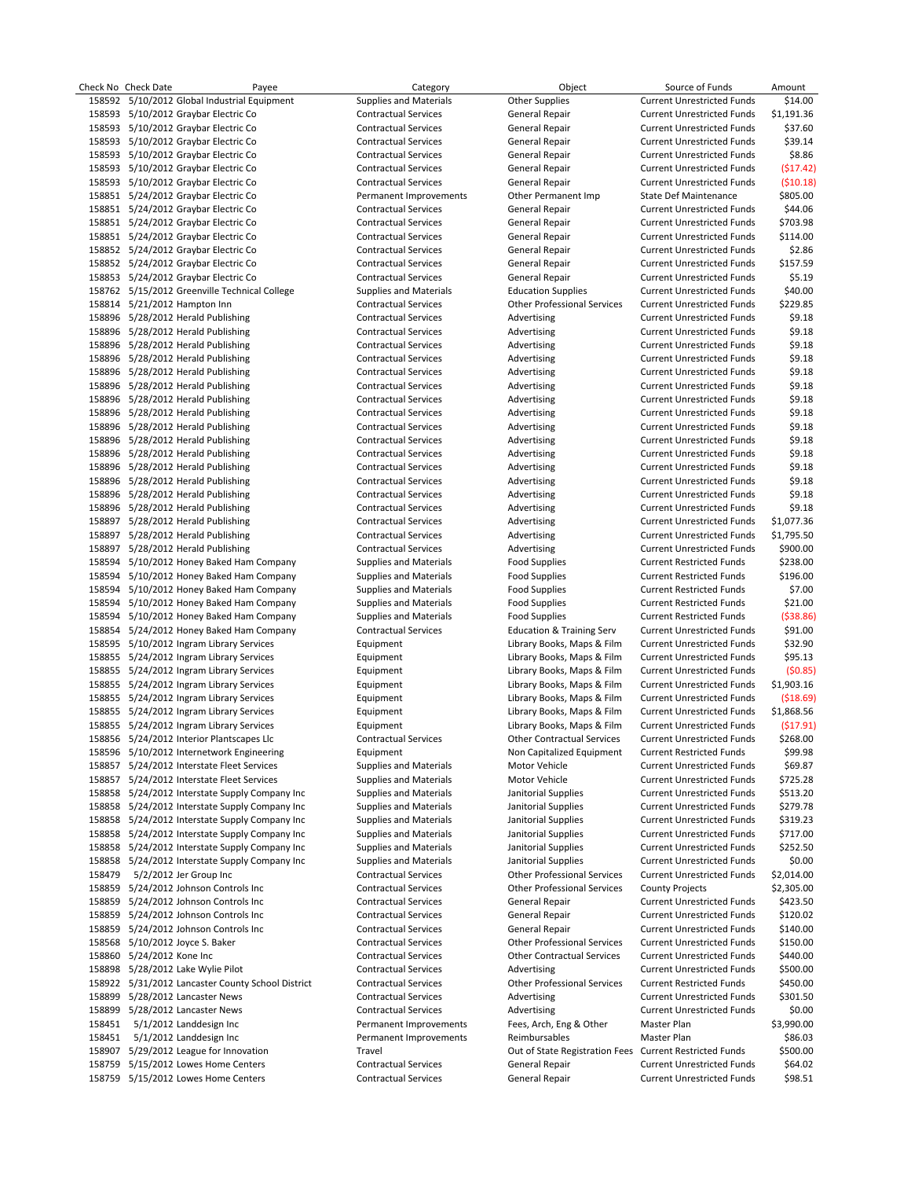| Check No | Check Date | Payee | Category | Object | Source of Funds | Amount |
|---|---|---|---|---|---|---|
| 158592 | 5/10/2012 | Global Industrial Equipment | Supplies and Materials | Other Supplies | Current Unrestricted Funds | $14.00 |
| 158593 | 5/10/2012 | Graybar Electric Co | Contractual Services | General Repair | Current Unrestricted Funds | $1,191.36 |
| 158593 | 5/10/2012 | Graybar Electric Co | Contractual Services | General Repair | Current Unrestricted Funds | $37.60 |
| 158593 | 5/10/2012 | Graybar Electric Co | Contractual Services | General Repair | Current Unrestricted Funds | $39.14 |
| 158593 | 5/10/2012 | Graybar Electric Co | Contractual Services | General Repair | Current Unrestricted Funds | $8.86 |
| 158593 | 5/10/2012 | Graybar Electric Co | Contractual Services | General Repair | Current Unrestricted Funds | ($17.42) |
| 158593 | 5/10/2012 | Graybar Electric Co | Contractual Services | General Repair | Current Unrestricted Funds | ($10.18) |
| 158851 | 5/24/2012 | Graybar Electric Co | Permanent Improvements | Other Permanent Imp | State Def Maintenance | $805.00 |
| 158851 | 5/24/2012 | Graybar Electric Co | Contractual Services | General Repair | Current Unrestricted Funds | $44.06 |
| 158851 | 5/24/2012 | Graybar Electric Co | Contractual Services | General Repair | Current Unrestricted Funds | $703.98 |
| 158851 | 5/24/2012 | Graybar Electric Co | Contractual Services | General Repair | Current Unrestricted Funds | $114.00 |
| 158852 | 5/24/2012 | Graybar Electric Co | Contractual Services | General Repair | Current Unrestricted Funds | $2.86 |
| 158852 | 5/24/2012 | Graybar Electric Co | Contractual Services | General Repair | Current Unrestricted Funds | $157.59 |
| 158853 | 5/24/2012 | Graybar Electric Co | Contractual Services | General Repair | Current Unrestricted Funds | $5.19 |
| 158762 | 5/15/2012 | Greenville Technical College | Supplies and Materials | Education Supplies | Current Unrestricted Funds | $40.00 |
| 158814 | 5/21/2012 | Hampton Inn | Contractual Services | Other Professional Services | Current Unrestricted Funds | $229.85 |
| 158896 | 5/28/2012 | Herald Publishing | Contractual Services | Advertising | Current Unrestricted Funds | $9.18 |
| 158896 | 5/28/2012 | Herald Publishing | Contractual Services | Advertising | Current Unrestricted Funds | $9.18 |
| 158896 | 5/28/2012 | Herald Publishing | Contractual Services | Advertising | Current Unrestricted Funds | $9.18 |
| 158896 | 5/28/2012 | Herald Publishing | Contractual Services | Advertising | Current Unrestricted Funds | $9.18 |
| 158896 | 5/28/2012 | Herald Publishing | Contractual Services | Advertising | Current Unrestricted Funds | $9.18 |
| 158896 | 5/28/2012 | Herald Publishing | Contractual Services | Advertising | Current Unrestricted Funds | $9.18 |
| 158896 | 5/28/2012 | Herald Publishing | Contractual Services | Advertising | Current Unrestricted Funds | $9.18 |
| 158896 | 5/28/2012 | Herald Publishing | Contractual Services | Advertising | Current Unrestricted Funds | $9.18 |
| 158896 | 5/28/2012 | Herald Publishing | Contractual Services | Advertising | Current Unrestricted Funds | $9.18 |
| 158896 | 5/28/2012 | Herald Publishing | Contractual Services | Advertising | Current Unrestricted Funds | $9.18 |
| 158896 | 5/28/2012 | Herald Publishing | Contractual Services | Advertising | Current Unrestricted Funds | $9.18 |
| 158896 | 5/28/2012 | Herald Publishing | Contractual Services | Advertising | Current Unrestricted Funds | $9.18 |
| 158896 | 5/28/2012 | Herald Publishing | Contractual Services | Advertising | Current Unrestricted Funds | $9.18 |
| 158896 | 5/28/2012 | Herald Publishing | Contractual Services | Advertising | Current Unrestricted Funds | $9.18 |
| 158896 | 5/28/2012 | Herald Publishing | Contractual Services | Advertising | Current Unrestricted Funds | $9.18 |
| 158897 | 5/28/2012 | Herald Publishing | Contractual Services | Advertising | Current Unrestricted Funds | $1,077.36 |
| 158897 | 5/28/2012 | Herald Publishing | Contractual Services | Advertising | Current Unrestricted Funds | $1,795.50 |
| 158897 | 5/28/2012 | Herald Publishing | Contractual Services | Advertising | Current Unrestricted Funds | $900.00 |
| 158594 | 5/10/2012 | Honey Baked Ham Company | Supplies and Materials | Food Supplies | Current Restricted Funds | $238.00 |
| 158594 | 5/10/2012 | Honey Baked Ham Company | Supplies and Materials | Food Supplies | Current Restricted Funds | $196.00 |
| 158594 | 5/10/2012 | Honey Baked Ham Company | Supplies and Materials | Food Supplies | Current Restricted Funds | $7.00 |
| 158594 | 5/10/2012 | Honey Baked Ham Company | Supplies and Materials | Food Supplies | Current Restricted Funds | $21.00 |
| 158594 | 5/10/2012 | Honey Baked Ham Company | Supplies and Materials | Food Supplies | Current Restricted Funds | ($38.86) |
| 158854 | 5/24/2012 | Honey Baked Ham Company | Contractual Services | Education & Training Serv | Current Unrestricted Funds | $91.00 |
| 158595 | 5/10/2012 | Ingram Library Services | Equipment | Library Books, Maps & Film | Current Unrestricted Funds | $32.90 |
| 158855 | 5/24/2012 | Ingram Library Services | Equipment | Library Books, Maps & Film | Current Unrestricted Funds | $95.13 |
| 158855 | 5/24/2012 | Ingram Library Services | Equipment | Library Books, Maps & Film | Current Unrestricted Funds | ($0.85) |
| 158855 | 5/24/2012 | Ingram Library Services | Equipment | Library Books, Maps & Film | Current Unrestricted Funds | $1,903.16 |
| 158855 | 5/24/2012 | Ingram Library Services | Equipment | Library Books, Maps & Film | Current Unrestricted Funds | ($18.69) |
| 158855 | 5/24/2012 | Ingram Library Services | Equipment | Library Books, Maps & Film | Current Unrestricted Funds | $1,868.56 |
| 158855 | 5/24/2012 | Ingram Library Services | Equipment | Library Books, Maps & Film | Current Unrestricted Funds | ($17.91) |
| 158856 | 5/24/2012 | Interior Plantscapes Llc | Contractual Services | Other Contractual Services | Current Unrestricted Funds | $268.00 |
| 158596 | 5/10/2012 | Internetwork Engineering | Equipment | Non Capitalized Equipment | Current Restricted Funds | $99.98 |
| 158857 | 5/24/2012 | Interstate Fleet Services | Supplies and Materials | Motor Vehicle | Current Unrestricted Funds | $69.87 |
| 158857 | 5/24/2012 | Interstate Fleet Services | Supplies and Materials | Motor Vehicle | Current Unrestricted Funds | $725.28 |
| 158858 | 5/24/2012 | Interstate Supply Company Inc | Supplies and Materials | Janitorial Supplies | Current Unrestricted Funds | $513.20 |
| 158858 | 5/24/2012 | Interstate Supply Company Inc | Supplies and Materials | Janitorial Supplies | Current Unrestricted Funds | $279.78 |
| 158858 | 5/24/2012 | Interstate Supply Company Inc | Supplies and Materials | Janitorial Supplies | Current Unrestricted Funds | $319.23 |
| 158858 | 5/24/2012 | Interstate Supply Company Inc | Supplies and Materials | Janitorial Supplies | Current Unrestricted Funds | $717.00 |
| 158858 | 5/24/2012 | Interstate Supply Company Inc | Supplies and Materials | Janitorial Supplies | Current Unrestricted Funds | $252.50 |
| 158858 | 5/24/2012 | Interstate Supply Company Inc | Supplies and Materials | Janitorial Supplies | Current Unrestricted Funds | $0.00 |
| 158479 | 5/2/2012 | Jer Group Inc | Contractual Services | Other Professional Services | Current Unrestricted Funds | $2,014.00 |
| 158859 | 5/24/2012 | Johnson Controls Inc | Contractual Services | Other Professional Services | County Projects | $2,305.00 |
| 158859 | 5/24/2012 | Johnson Controls Inc | Contractual Services | General Repair | Current Unrestricted Funds | $423.50 |
| 158859 | 5/24/2012 | Johnson Controls Inc | Contractual Services | General Repair | Current Unrestricted Funds | $120.02 |
| 158859 | 5/24/2012 | Johnson Controls Inc | Contractual Services | General Repair | Current Unrestricted Funds | $140.00 |
| 158568 | 5/10/2012 | Joyce S. Baker | Contractual Services | Other Professional Services | Current Unrestricted Funds | $150.00 |
| 158860 | 5/24/2012 | Kone Inc | Contractual Services | Other Contractual Services | Current Unrestricted Funds | $440.00 |
| 158898 | 5/28/2012 | Lake Wylie Pilot | Contractual Services | Advertising | Current Unrestricted Funds | $500.00 |
| 158922 | 5/31/2012 | Lancaster County School District | Contractual Services | Other Professional Services | Current Restricted Funds | $450.00 |
| 158899 | 5/28/2012 | Lancaster News | Contractual Services | Advertising | Current Unrestricted Funds | $301.50 |
| 158899 | 5/28/2012 | Lancaster News | Contractual Services | Advertising | Current Unrestricted Funds | $0.00 |
| 158451 | 5/1/2012 | Landdesign Inc | Permanent Improvements | Fees, Arch, Eng & Other | Master Plan | $3,990.00 |
| 158451 | 5/1/2012 | Landdesign Inc | Permanent Improvements | Reimbursables | Master Plan | $86.03 |
| 158907 | 5/29/2012 | League for Innovation | Travel | Out of State Registration Fees | Current Restricted Funds | $500.00 |
| 158759 | 5/15/2012 | Lowes Home Centers | Contractual Services | General Repair | Current Unrestricted Funds | $64.02 |
| 158759 | 5/15/2012 | Lowes Home Centers | Contractual Services | General Repair | Current Unrestricted Funds | $98.51 |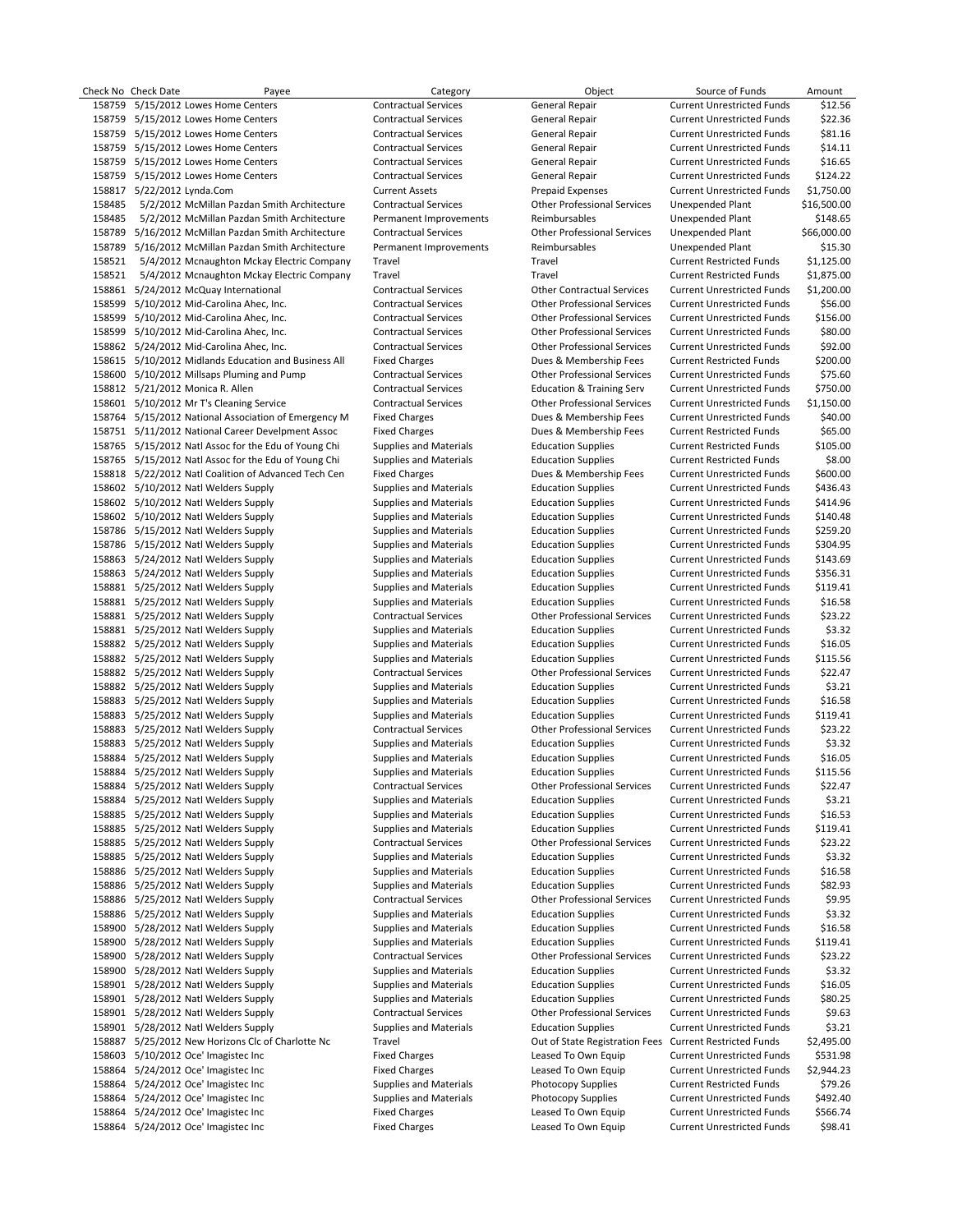| Check No | Check Date | Payee | Category | Object | Source of Funds | Amount |
|---|---|---|---|---|---|---|
| 158759 | 5/15/2012 | Lowes Home Centers | Contractual Services | General Repair | Current Unrestricted Funds | $12.56 |
| 158759 | 5/15/2012 | Lowes Home Centers | Contractual Services | General Repair | Current Unrestricted Funds | $22.36 |
| 158759 | 5/15/2012 | Lowes Home Centers | Contractual Services | General Repair | Current Unrestricted Funds | $81.16 |
| 158759 | 5/15/2012 | Lowes Home Centers | Contractual Services | General Repair | Current Unrestricted Funds | $14.11 |
| 158759 | 5/15/2012 | Lowes Home Centers | Contractual Services | General Repair | Current Unrestricted Funds | $16.65 |
| 158759 | 5/15/2012 | Lowes Home Centers | Contractual Services | General Repair | Current Unrestricted Funds | $124.22 |
| 158817 | 5/22/2012 | Lynda.Com | Current Assets | Prepaid Expenses | Current Unrestricted Funds | $1,750.00 |
| 158485 | 5/2/2012 | McMillan Pazdan Smith Architecture | Contractual Services | Other Professional Services | Unexpended Plant | $16,500.00 |
| 158485 | 5/2/2012 | McMillan Pazdan Smith Architecture | Permanent Improvements | Reimbursables | Unexpended Plant | $148.65 |
| 158789 | 5/16/2012 | McMillan Pazdan Smith Architecture | Contractual Services | Other Professional Services | Unexpended Plant | $66,000.00 |
| 158789 | 5/16/2012 | McMillan Pazdan Smith Architecture | Permanent Improvements | Reimbursables | Unexpended Plant | $15.30 |
| 158521 | 5/4/2012 | Mcnaughton Mckay Electric Company | Travel | Travel | Current Restricted Funds | $1,125.00 |
| 158521 | 5/4/2012 | Mcnaughton Mckay Electric Company | Travel | Travel | Current Restricted Funds | $1,875.00 |
| 158861 | 5/24/2012 | McQuay International | Contractual Services | Other Contractual Services | Current Unrestricted Funds | $1,200.00 |
| 158599 | 5/10/2012 | Mid-Carolina Ahec, Inc. | Contractual Services | Other Professional Services | Current Unrestricted Funds | $56.00 |
| 158599 | 5/10/2012 | Mid-Carolina Ahec, Inc. | Contractual Services | Other Professional Services | Current Unrestricted Funds | $156.00 |
| 158599 | 5/10/2012 | Mid-Carolina Ahec, Inc. | Contractual Services | Other Professional Services | Current Unrestricted Funds | $80.00 |
| 158862 | 5/24/2012 | Mid-Carolina Ahec, Inc. | Contractual Services | Other Professional Services | Current Unrestricted Funds | $92.00 |
| 158615 | 5/10/2012 | Midlands Education and Business All | Fixed Charges | Dues & Membership Fees | Current Restricted Funds | $200.00 |
| 158600 | 5/10/2012 | Millsaps Pluming and Pump | Contractual Services | Other Professional Services | Current Unrestricted Funds | $75.60 |
| 158812 | 5/21/2012 | Monica R. Allen | Contractual Services | Education & Training Serv | Current Unrestricted Funds | $750.00 |
| 158601 | 5/10/2012 | Mr T's Cleaning Service | Contractual Services | Other Professional Services | Current Unrestricted Funds | $1,150.00 |
| 158764 | 5/15/2012 | National Association of Emergency M | Fixed Charges | Dues & Membership Fees | Current Unrestricted Funds | $40.00 |
| 158751 | 5/11/2012 | National Career Develpment Assoc | Fixed Charges | Dues & Membership Fees | Current Restricted Funds | $65.00 |
| 158765 | 5/15/2012 | Natl Assoc for the Edu of Young Chi | Supplies and Materials | Education Supplies | Current Restricted Funds | $105.00 |
| 158765 | 5/15/2012 | Natl Assoc for the Edu of Young Chi | Supplies and Materials | Education Supplies | Current Restricted Funds | $8.00 |
| 158818 | 5/22/2012 | Natl Coalition of Advanced Tech Cen | Fixed Charges | Dues & Membership Fees | Current Unrestricted Funds | $600.00 |
| 158602 | 5/10/2012 | Natl Welders Supply | Supplies and Materials | Education Supplies | Current Unrestricted Funds | $436.43 |
| 158602 | 5/10/2012 | Natl Welders Supply | Supplies and Materials | Education Supplies | Current Unrestricted Funds | $414.96 |
| 158602 | 5/10/2012 | Natl Welders Supply | Supplies and Materials | Education Supplies | Current Unrestricted Funds | $140.48 |
| 158786 | 5/15/2012 | Natl Welders Supply | Supplies and Materials | Education Supplies | Current Unrestricted Funds | $259.20 |
| 158786 | 5/15/2012 | Natl Welders Supply | Supplies and Materials | Education Supplies | Current Unrestricted Funds | $304.95 |
| 158863 | 5/24/2012 | Natl Welders Supply | Supplies and Materials | Education Supplies | Current Unrestricted Funds | $143.69 |
| 158863 | 5/24/2012 | Natl Welders Supply | Supplies and Materials | Education Supplies | Current Unrestricted Funds | $356.31 |
| 158881 | 5/25/2012 | Natl Welders Supply | Supplies and Materials | Education Supplies | Current Unrestricted Funds | $119.41 |
| 158881 | 5/25/2012 | Natl Welders Supply | Supplies and Materials | Education Supplies | Current Unrestricted Funds | $16.58 |
| 158881 | 5/25/2012 | Natl Welders Supply | Contractual Services | Other Professional Services | Current Unrestricted Funds | $23.22 |
| 158881 | 5/25/2012 | Natl Welders Supply | Supplies and Materials | Education Supplies | Current Unrestricted Funds | $3.32 |
| 158882 | 5/25/2012 | Natl Welders Supply | Supplies and Materials | Education Supplies | Current Unrestricted Funds | $16.05 |
| 158882 | 5/25/2012 | Natl Welders Supply | Supplies and Materials | Education Supplies | Current Unrestricted Funds | $115.56 |
| 158882 | 5/25/2012 | Natl Welders Supply | Contractual Services | Other Professional Services | Current Unrestricted Funds | $22.47 |
| 158882 | 5/25/2012 | Natl Welders Supply | Supplies and Materials | Education Supplies | Current Unrestricted Funds | $3.21 |
| 158883 | 5/25/2012 | Natl Welders Supply | Supplies and Materials | Education Supplies | Current Unrestricted Funds | $16.58 |
| 158883 | 5/25/2012 | Natl Welders Supply | Supplies and Materials | Education Supplies | Current Unrestricted Funds | $119.41 |
| 158883 | 5/25/2012 | Natl Welders Supply | Contractual Services | Other Professional Services | Current Unrestricted Funds | $23.22 |
| 158883 | 5/25/2012 | Natl Welders Supply | Supplies and Materials | Education Supplies | Current Unrestricted Funds | $3.32 |
| 158884 | 5/25/2012 | Natl Welders Supply | Supplies and Materials | Education Supplies | Current Unrestricted Funds | $16.05 |
| 158884 | 5/25/2012 | Natl Welders Supply | Supplies and Materials | Education Supplies | Current Unrestricted Funds | $115.56 |
| 158884 | 5/25/2012 | Natl Welders Supply | Contractual Services | Other Professional Services | Current Unrestricted Funds | $22.47 |
| 158884 | 5/25/2012 | Natl Welders Supply | Supplies and Materials | Education Supplies | Current Unrestricted Funds | $3.21 |
| 158885 | 5/25/2012 | Natl Welders Supply | Supplies and Materials | Education Supplies | Current Unrestricted Funds | $16.53 |
| 158885 | 5/25/2012 | Natl Welders Supply | Supplies and Materials | Education Supplies | Current Unrestricted Funds | $119.41 |
| 158885 | 5/25/2012 | Natl Welders Supply | Contractual Services | Other Professional Services | Current Unrestricted Funds | $23.22 |
| 158885 | 5/25/2012 | Natl Welders Supply | Supplies and Materials | Education Supplies | Current Unrestricted Funds | $3.32 |
| 158886 | 5/25/2012 | Natl Welders Supply | Supplies and Materials | Education Supplies | Current Unrestricted Funds | $16.58 |
| 158886 | 5/25/2012 | Natl Welders Supply | Supplies and Materials | Education Supplies | Current Unrestricted Funds | $82.93 |
| 158886 | 5/25/2012 | Natl Welders Supply | Contractual Services | Other Professional Services | Current Unrestricted Funds | $9.95 |
| 158886 | 5/25/2012 | Natl Welders Supply | Supplies and Materials | Education Supplies | Current Unrestricted Funds | $3.32 |
| 158900 | 5/28/2012 | Natl Welders Supply | Supplies and Materials | Education Supplies | Current Unrestricted Funds | $16.58 |
| 158900 | 5/28/2012 | Natl Welders Supply | Supplies and Materials | Education Supplies | Current Unrestricted Funds | $119.41 |
| 158900 | 5/28/2012 | Natl Welders Supply | Contractual Services | Other Professional Services | Current Unrestricted Funds | $23.22 |
| 158900 | 5/28/2012 | Natl Welders Supply | Supplies and Materials | Education Supplies | Current Unrestricted Funds | $3.32 |
| 158901 | 5/28/2012 | Natl Welders Supply | Supplies and Materials | Education Supplies | Current Unrestricted Funds | $16.05 |
| 158901 | 5/28/2012 | Natl Welders Supply | Supplies and Materials | Education Supplies | Current Unrestricted Funds | $80.25 |
| 158901 | 5/28/2012 | Natl Welders Supply | Contractual Services | Other Professional Services | Current Unrestricted Funds | $9.63 |
| 158901 | 5/28/2012 | Natl Welders Supply | Supplies and Materials | Education Supplies | Current Unrestricted Funds | $3.21 |
| 158887 | 5/25/2012 | New Horizons Clc of Charlotte Nc | Travel | Out of State Registration Fees | Current Restricted Funds | $2,495.00 |
| 158603 | 5/10/2012 | Oce' Imagistec Inc | Fixed Charges | Leased To Own Equip | Current Unrestricted Funds | $531.98 |
| 158864 | 5/24/2012 | Oce' Imagistec Inc | Fixed Charges | Leased To Own Equip | Current Unrestricted Funds | $2,944.23 |
| 158864 | 5/24/2012 | Oce' Imagistec Inc | Supplies and Materials | Photocopy Supplies | Current Restricted Funds | $79.26 |
| 158864 | 5/24/2012 | Oce' Imagistec Inc | Supplies and Materials | Photocopy Supplies | Current Unrestricted Funds | $492.40 |
| 158864 | 5/24/2012 | Oce' Imagistec Inc | Fixed Charges | Leased To Own Equip | Current Unrestricted Funds | $566.74 |
| 158864 | 5/24/2012 | Oce' Imagistec Inc | Fixed Charges | Leased To Own Equip | Current Unrestricted Funds | $98.41 |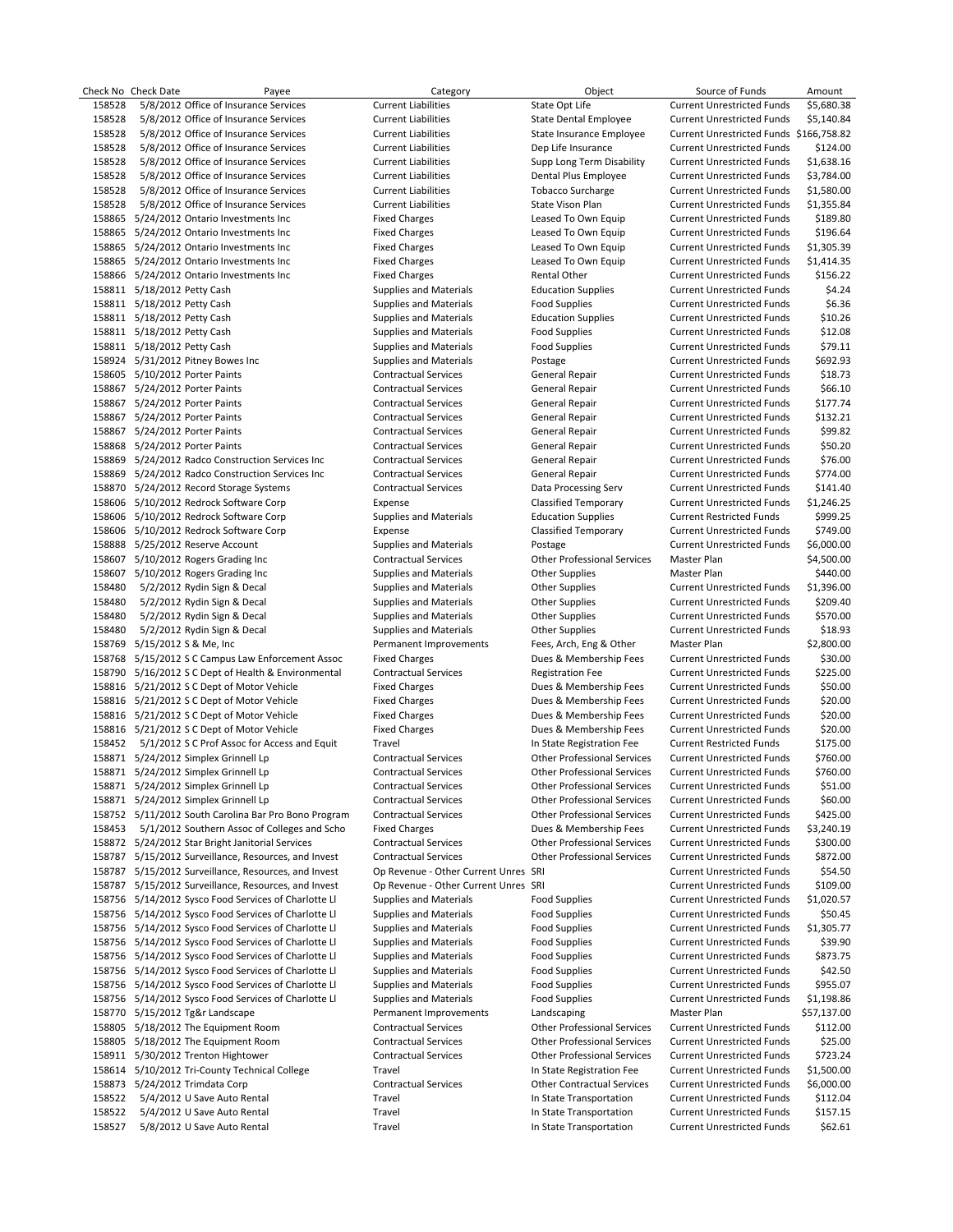| Check No | Check Date | Payee | Category | Object | Source of Funds | Amount |
|---|---|---|---|---|---|---|
| 158528 | 5/8/2012 | Office of Insurance Services | Current Liabilities | State Opt Life | Current Unrestricted Funds | $5,680.38 |
| 158528 | 5/8/2012 | Office of Insurance Services | Current Liabilities | State Dental Employee | Current Unrestricted Funds | $5,140.84 |
| 158528 | 5/8/2012 | Office of Insurance Services | Current Liabilities | State Insurance Employee | Current Unrestricted Funds | $166,758.82 |
| 158528 | 5/8/2012 | Office of Insurance Services | Current Liabilities | Dep Life Insurance | Current Unrestricted Funds | $124.00 |
| 158528 | 5/8/2012 | Office of Insurance Services | Current Liabilities | Supp Long Term Disability | Current Unrestricted Funds | $1,638.16 |
| 158528 | 5/8/2012 | Office of Insurance Services | Current Liabilities | Dental Plus Employee | Current Unrestricted Funds | $3,784.00 |
| 158528 | 5/8/2012 | Office of Insurance Services | Current Liabilities | Tobacco Surcharge | Current Unrestricted Funds | $1,580.00 |
| 158528 | 5/8/2012 | Office of Insurance Services | Current Liabilities | State Vison Plan | Current Unrestricted Funds | $1,355.84 |
| 158865 | 5/24/2012 | Ontario Investments Inc | Fixed Charges | Leased To Own Equip | Current Unrestricted Funds | $189.80 |
| 158865 | 5/24/2012 | Ontario Investments Inc | Fixed Charges | Leased To Own Equip | Current Unrestricted Funds | $196.64 |
| 158865 | 5/24/2012 | Ontario Investments Inc | Fixed Charges | Leased To Own Equip | Current Unrestricted Funds | $1,305.39 |
| 158865 | 5/24/2012 | Ontario Investments Inc | Fixed Charges | Leased To Own Equip | Current Unrestricted Funds | $1,414.35 |
| 158866 | 5/24/2012 | Ontario Investments Inc | Fixed Charges | Rental Other | Current Unrestricted Funds | $156.22 |
| 158811 | 5/18/2012 | Petty Cash | Supplies and Materials | Education Supplies | Current Unrestricted Funds | $4.24 |
| 158811 | 5/18/2012 | Petty Cash | Supplies and Materials | Food Supplies | Current Unrestricted Funds | $6.36 |
| 158811 | 5/18/2012 | Petty Cash | Supplies and Materials | Education Supplies | Current Unrestricted Funds | $10.26 |
| 158811 | 5/18/2012 | Petty Cash | Supplies and Materials | Food Supplies | Current Unrestricted Funds | $12.08 |
| 158811 | 5/18/2012 | Petty Cash | Supplies and Materials | Food Supplies | Current Unrestricted Funds | $79.11 |
| 158924 | 5/31/2012 | Pitney Bowes Inc | Supplies and Materials | Postage | Current Unrestricted Funds | $692.93 |
| 158605 | 5/10/2012 | Porter Paints | Contractual Services | General Repair | Current Unrestricted Funds | $18.73 |
| 158867 | 5/24/2012 | Porter Paints | Contractual Services | General Repair | Current Unrestricted Funds | $66.10 |
| 158867 | 5/24/2012 | Porter Paints | Contractual Services | General Repair | Current Unrestricted Funds | $177.74 |
| 158867 | 5/24/2012 | Porter Paints | Contractual Services | General Repair | Current Unrestricted Funds | $132.21 |
| 158867 | 5/24/2012 | Porter Paints | Contractual Services | General Repair | Current Unrestricted Funds | $99.82 |
| 158868 | 5/24/2012 | Porter Paints | Contractual Services | General Repair | Current Unrestricted Funds | $50.20 |
| 158869 | 5/24/2012 | Radco Construction Services Inc | Contractual Services | General Repair | Current Unrestricted Funds | $76.00 |
| 158869 | 5/24/2012 | Radco Construction Services Inc | Contractual Services | General Repair | Current Unrestricted Funds | $774.00 |
| 158870 | 5/24/2012 | Record Storage Systems | Contractual Services | Data Processing Serv | Current Unrestricted Funds | $141.40 |
| 158606 | 5/10/2012 | Redrock Software Corp | Expense | Classified Temporary | Current Unrestricted Funds | $1,246.25 |
| 158606 | 5/10/2012 | Redrock Software Corp | Supplies and Materials | Education Supplies | Current Restricted Funds | $999.25 |
| 158606 | 5/10/2012 | Redrock Software Corp | Expense | Classified Temporary | Current Unrestricted Funds | $749.00 |
| 158888 | 5/25/2012 | Reserve Account | Supplies and Materials | Postage | Current Unrestricted Funds | $6,000.00 |
| 158607 | 5/10/2012 | Rogers Grading Inc | Contractual Services | Other Professional Services | Master Plan | $4,500.00 |
| 158607 | 5/10/2012 | Rogers Grading Inc | Supplies and Materials | Other Supplies | Master Plan | $440.00 |
| 158480 | 5/2/2012 | Rydin Sign & Decal | Supplies and Materials | Other Supplies | Current Unrestricted Funds | $1,396.00 |
| 158480 | 5/2/2012 | Rydin Sign & Decal | Supplies and Materials | Other Supplies | Current Unrestricted Funds | $209.40 |
| 158480 | 5/2/2012 | Rydin Sign & Decal | Supplies and Materials | Other Supplies | Current Unrestricted Funds | $570.00 |
| 158480 | 5/2/2012 | Rydin Sign & Decal | Supplies and Materials | Other Supplies | Current Unrestricted Funds | $18.93 |
| 158769 | 5/15/2012 | S & Me, Inc | Permanent Improvements | Fees, Arch, Eng & Other | Master Plan | $2,800.00 |
| 158768 | 5/15/2012 | S C Campus Law Enforcement Assoc | Fixed Charges | Dues & Membership Fees | Current Unrestricted Funds | $30.00 |
| 158790 | 5/16/2012 | S C Dept of Health & Environmental | Contractual Services | Registration Fee | Current Unrestricted Funds | $225.00 |
| 158816 | 5/21/2012 | S C Dept of Motor Vehicle | Fixed Charges | Dues & Membership Fees | Current Unrestricted Funds | $50.00 |
| 158816 | 5/21/2012 | S C Dept of Motor Vehicle | Fixed Charges | Dues & Membership Fees | Current Unrestricted Funds | $20.00 |
| 158816 | 5/21/2012 | S C Dept of Motor Vehicle | Fixed Charges | Dues & Membership Fees | Current Unrestricted Funds | $20.00 |
| 158816 | 5/21/2012 | S C Dept of Motor Vehicle | Fixed Charges | Dues & Membership Fees | Current Unrestricted Funds | $20.00 |
| 158452 | 5/1/2012 | S C Prof Assoc for Access and Equit | Travel | In State Registration Fee | Current Restricted Funds | $175.00 |
| 158871 | 5/24/2012 | Simplex Grinnell Lp | Contractual Services | Other Professional Services | Current Unrestricted Funds | $760.00 |
| 158871 | 5/24/2012 | Simplex Grinnell Lp | Contractual Services | Other Professional Services | Current Unrestricted Funds | $760.00 |
| 158871 | 5/24/2012 | Simplex Grinnell Lp | Contractual Services | Other Professional Services | Current Unrestricted Funds | $51.00 |
| 158871 | 5/24/2012 | Simplex Grinnell Lp | Contractual Services | Other Professional Services | Current Unrestricted Funds | $60.00 |
| 158752 | 5/11/2012 | South Carolina Bar Pro Bono Program | Contractual Services | Other Professional Services | Current Unrestricted Funds | $425.00 |
| 158453 | 5/1/2012 | Southern Assoc of Colleges and Scho | Fixed Charges | Dues & Membership Fees | Current Unrestricted Funds | $3,240.19 |
| 158872 | 5/24/2012 | Star Bright Janitorial Services | Contractual Services | Other Professional Services | Current Unrestricted Funds | $300.00 |
| 158787 | 5/15/2012 | Surveillance, Resources, and Invest | Contractual Services | Other Professional Services | Current Unrestricted Funds | $872.00 |
| 158787 | 5/15/2012 | Surveillance, Resources, and Invest | Op Revenue - Other Current Unres | SRI | Current Unrestricted Funds | $54.50 |
| 158787 | 5/15/2012 | Surveillance, Resources, and Invest | Op Revenue - Other Current Unres | SRI | Current Unrestricted Funds | $109.00 |
| 158756 | 5/14/2012 | Sysco Food Services of Charlotte Ll | Supplies and Materials | Food Supplies | Current Unrestricted Funds | $1,020.57 |
| 158756 | 5/14/2012 | Sysco Food Services of Charlotte Ll | Supplies and Materials | Food Supplies | Current Unrestricted Funds | $50.45 |
| 158756 | 5/14/2012 | Sysco Food Services of Charlotte Ll | Supplies and Materials | Food Supplies | Current Unrestricted Funds | $1,305.77 |
| 158756 | 5/14/2012 | Sysco Food Services of Charlotte Ll | Supplies and Materials | Food Supplies | Current Unrestricted Funds | $39.90 |
| 158756 | 5/14/2012 | Sysco Food Services of Charlotte Ll | Supplies and Materials | Food Supplies | Current Unrestricted Funds | $873.75 |
| 158756 | 5/14/2012 | Sysco Food Services of Charlotte Ll | Supplies and Materials | Food Supplies | Current Unrestricted Funds | $42.50 |
| 158756 | 5/14/2012 | Sysco Food Services of Charlotte Ll | Supplies and Materials | Food Supplies | Current Unrestricted Funds | $955.07 |
| 158756 | 5/14/2012 | Sysco Food Services of Charlotte Ll | Supplies and Materials | Food Supplies | Current Unrestricted Funds | $1,198.86 |
| 158770 | 5/15/2012 | Tg&r Landscape | Permanent Improvements | Landscaping | Master Plan | $57,137.00 |
| 158805 | 5/18/2012 | The Equipment Room | Contractual Services | Other Professional Services | Current Unrestricted Funds | $112.00 |
| 158805 | 5/18/2012 | The Equipment Room | Contractual Services | Other Professional Services | Current Unrestricted Funds | $25.00 |
| 158911 | 5/30/2012 | Trenton Hightower | Contractual Services | Other Professional Services | Current Unrestricted Funds | $723.24 |
| 158614 | 5/10/2012 | Tri-County Technical College | Travel | In State Registration Fee | Current Unrestricted Funds | $1,500.00 |
| 158873 | 5/24/2012 | Trimdata Corp | Contractual Services | Other Contractual Services | Current Unrestricted Funds | $6,000.00 |
| 158522 | 5/4/2012 | U Save Auto Rental | Travel | In State Transportation | Current Unrestricted Funds | $112.04 |
| 158522 | 5/4/2012 | U Save Auto Rental | Travel | In State Transportation | Current Unrestricted Funds | $157.15 |
| 158527 | 5/8/2012 | U Save Auto Rental | Travel | In State Transportation | Current Unrestricted Funds | $62.61 |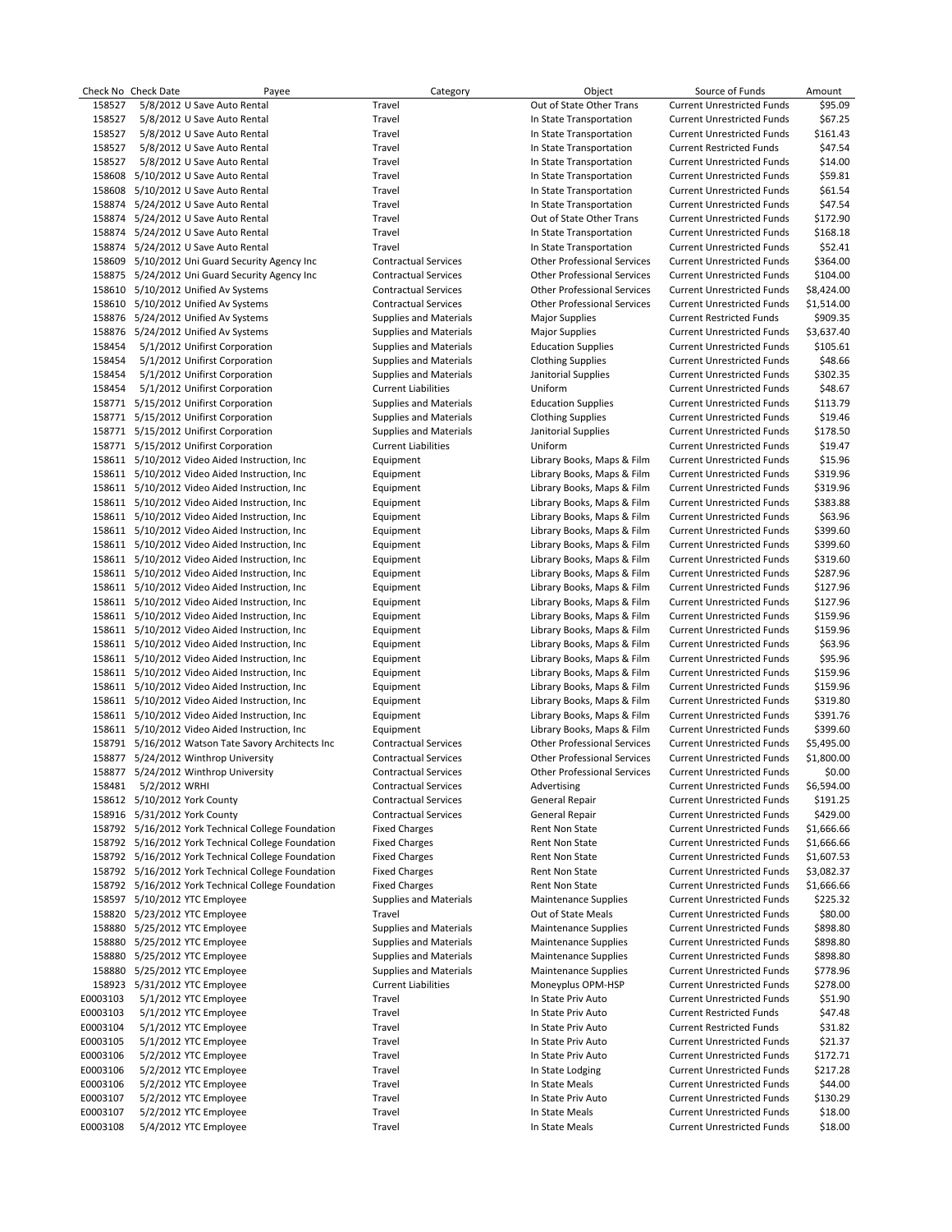| Check No | Check Date | Payee | Category | Object | Source of Funds | Amount |
|---|---|---|---|---|---|---|
| 158527 | 5/8/2012 | U Save Auto Rental | Travel | Out of State Other Trans | Current Unrestricted Funds | $95.09 |
| 158527 | 5/8/2012 | U Save Auto Rental | Travel | In State Transportation | Current Unrestricted Funds | $67.25 |
| 158527 | 5/8/2012 | U Save Auto Rental | Travel | In State Transportation | Current Unrestricted Funds | $161.43 |
| 158527 | 5/8/2012 | U Save Auto Rental | Travel | In State Transportation | Current Restricted Funds | $47.54 |
| 158527 | 5/8/2012 | U Save Auto Rental | Travel | In State Transportation | Current Unrestricted Funds | $14.00 |
| 158608 | 5/10/2012 | U Save Auto Rental | Travel | In State Transportation | Current Unrestricted Funds | $59.81 |
| 158608 | 5/10/2012 | U Save Auto Rental | Travel | In State Transportation | Current Unrestricted Funds | $61.54 |
| 158874 | 5/24/2012 | U Save Auto Rental | Travel | In State Transportation | Current Unrestricted Funds | $47.54 |
| 158874 | 5/24/2012 | U Save Auto Rental | Travel | Out of State Other Trans | Current Unrestricted Funds | $172.90 |
| 158874 | 5/24/2012 | U Save Auto Rental | Travel | In State Transportation | Current Unrestricted Funds | $168.18 |
| 158874 | 5/24/2012 | U Save Auto Rental | Travel | In State Transportation | Current Unrestricted Funds | $52.41 |
| 158609 | 5/10/2012 | Uni Guard Security Agency Inc | Contractual Services | Other Professional Services | Current Unrestricted Funds | $364.00 |
| 158875 | 5/24/2012 | Uni Guard Security Agency Inc | Contractual Services | Other Professional Services | Current Unrestricted Funds | $104.00 |
| 158610 | 5/10/2012 | Unified Av Systems | Contractual Services | Other Professional Services | Current Unrestricted Funds | $8,424.00 |
| 158610 | 5/10/2012 | Unified Av Systems | Contractual Services | Other Professional Services | Current Unrestricted Funds | $1,514.00 |
| 158876 | 5/24/2012 | Unified Av Systems | Supplies and Materials | Major Supplies | Current Restricted Funds | $909.35 |
| 158876 | 5/24/2012 | Unified Av Systems | Supplies and Materials | Major Supplies | Current Unrestricted Funds | $3,637.40 |
| 158454 | 5/1/2012 | Unifirst Corporation | Supplies and Materials | Education Supplies | Current Unrestricted Funds | $105.61 |
| 158454 | 5/1/2012 | Unifirst Corporation | Supplies and Materials | Clothing Supplies | Current Unrestricted Funds | $48.66 |
| 158454 | 5/1/2012 | Unifirst Corporation | Supplies and Materials | Janitorial Supplies | Current Unrestricted Funds | $302.35 |
| 158454 | 5/1/2012 | Unifirst Corporation | Current Liabilities | Uniform | Current Unrestricted Funds | $48.67 |
| 158771 | 5/15/2012 | Unifirst Corporation | Supplies and Materials | Education Supplies | Current Unrestricted Funds | $113.79 |
| 158771 | 5/15/2012 | Unifirst Corporation | Supplies and Materials | Clothing Supplies | Current Unrestricted Funds | $19.46 |
| 158771 | 5/15/2012 | Unifirst Corporation | Supplies and Materials | Janitorial Supplies | Current Unrestricted Funds | $178.50 |
| 158771 | 5/15/2012 | Unifirst Corporation | Current Liabilities | Uniform | Current Unrestricted Funds | $19.47 |
| 158611 | 5/10/2012 | Video Aided Instruction, Inc | Equipment | Library Books, Maps & Film | Current Unrestricted Funds | $15.96 |
| 158611 | 5/10/2012 | Video Aided Instruction, Inc | Equipment | Library Books, Maps & Film | Current Unrestricted Funds | $319.96 |
| 158611 | 5/10/2012 | Video Aided Instruction, Inc | Equipment | Library Books, Maps & Film | Current Unrestricted Funds | $319.96 |
| 158611 | 5/10/2012 | Video Aided Instruction, Inc | Equipment | Library Books, Maps & Film | Current Unrestricted Funds | $383.88 |
| 158611 | 5/10/2012 | Video Aided Instruction, Inc | Equipment | Library Books, Maps & Film | Current Unrestricted Funds | $63.96 |
| 158611 | 5/10/2012 | Video Aided Instruction, Inc | Equipment | Library Books, Maps & Film | Current Unrestricted Funds | $399.60 |
| 158611 | 5/10/2012 | Video Aided Instruction, Inc | Equipment | Library Books, Maps & Film | Current Unrestricted Funds | $399.60 |
| 158611 | 5/10/2012 | Video Aided Instruction, Inc | Equipment | Library Books, Maps & Film | Current Unrestricted Funds | $319.60 |
| 158611 | 5/10/2012 | Video Aided Instruction, Inc | Equipment | Library Books, Maps & Film | Current Unrestricted Funds | $287.96 |
| 158611 | 5/10/2012 | Video Aided Instruction, Inc | Equipment | Library Books, Maps & Film | Current Unrestricted Funds | $127.96 |
| 158611 | 5/10/2012 | Video Aided Instruction, Inc | Equipment | Library Books, Maps & Film | Current Unrestricted Funds | $127.96 |
| 158611 | 5/10/2012 | Video Aided Instruction, Inc | Equipment | Library Books, Maps & Film | Current Unrestricted Funds | $159.96 |
| 158611 | 5/10/2012 | Video Aided Instruction, Inc | Equipment | Library Books, Maps & Film | Current Unrestricted Funds | $159.96 |
| 158611 | 5/10/2012 | Video Aided Instruction, Inc | Equipment | Library Books, Maps & Film | Current Unrestricted Funds | $63.96 |
| 158611 | 5/10/2012 | Video Aided Instruction, Inc | Equipment | Library Books, Maps & Film | Current Unrestricted Funds | $95.96 |
| 158611 | 5/10/2012 | Video Aided Instruction, Inc | Equipment | Library Books, Maps & Film | Current Unrestricted Funds | $159.96 |
| 158611 | 5/10/2012 | Video Aided Instruction, Inc | Equipment | Library Books, Maps & Film | Current Unrestricted Funds | $159.96 |
| 158611 | 5/10/2012 | Video Aided Instruction, Inc | Equipment | Library Books, Maps & Film | Current Unrestricted Funds | $319.80 |
| 158611 | 5/10/2012 | Video Aided Instruction, Inc | Equipment | Library Books, Maps & Film | Current Unrestricted Funds | $391.76 |
| 158611 | 5/10/2012 | Video Aided Instruction, Inc | Equipment | Library Books, Maps & Film | Current Unrestricted Funds | $399.60 |
| 158791 | 5/16/2012 | Watson Tate Savory Architects Inc | Contractual Services | Other Professional Services | Current Unrestricted Funds | $5,495.00 |
| 158877 | 5/24/2012 | Winthrop University | Contractual Services | Other Professional Services | Current Unrestricted Funds | $1,800.00 |
| 158877 | 5/24/2012 | Winthrop University | Contractual Services | Other Professional Services | Current Unrestricted Funds | $0.00 |
| 158481 | 5/2/2012 | WRHI | Contractual Services | Advertising | Current Unrestricted Funds | $6,594.00 |
| 158612 | 5/10/2012 | York County | Contractual Services | General Repair | Current Unrestricted Funds | $191.25 |
| 158916 | 5/31/2012 | York County | Contractual Services | General Repair | Current Unrestricted Funds | $429.00 |
| 158792 | 5/16/2012 | York Technical College Foundation | Fixed Charges | Rent Non State | Current Unrestricted Funds | $1,666.66 |
| 158792 | 5/16/2012 | York Technical College Foundation | Fixed Charges | Rent Non State | Current Unrestricted Funds | $1,666.66 |
| 158792 | 5/16/2012 | York Technical College Foundation | Fixed Charges | Rent Non State | Current Unrestricted Funds | $1,607.53 |
| 158792 | 5/16/2012 | York Technical College Foundation | Fixed Charges | Rent Non State | Current Unrestricted Funds | $3,082.37 |
| 158792 | 5/16/2012 | York Technical College Foundation | Fixed Charges | Rent Non State | Current Unrestricted Funds | $1,666.66 |
| 158597 | 5/10/2012 | YTC Employee | Supplies and Materials | Maintenance Supplies | Current Unrestricted Funds | $225.32 |
| 158820 | 5/23/2012 | YTC Employee | Travel | Out of State Meals | Current Unrestricted Funds | $80.00 |
| 158880 | 5/25/2012 | YTC Employee | Supplies and Materials | Maintenance Supplies | Current Unrestricted Funds | $898.80 |
| 158880 | 5/25/2012 | YTC Employee | Supplies and Materials | Maintenance Supplies | Current Unrestricted Funds | $898.80 |
| 158880 | 5/25/2012 | YTC Employee | Supplies and Materials | Maintenance Supplies | Current Unrestricted Funds | $898.80 |
| 158880 | 5/25/2012 | YTC Employee | Supplies and Materials | Maintenance Supplies | Current Unrestricted Funds | $778.96 |
| 158923 | 5/31/2012 | YTC Employee | Current Liabilities | Moneyplus OPM-HSP | Current Unrestricted Funds | $278.00 |
| E0003103 | 5/1/2012 | YTC Employee | Travel | In State Priv Auto | Current Unrestricted Funds | $51.90 |
| E0003103 | 5/1/2012 | YTC Employee | Travel | In State Priv Auto | Current Restricted Funds | $47.48 |
| E0003104 | 5/1/2012 | YTC Employee | Travel | In State Priv Auto | Current Restricted Funds | $31.82 |
| E0003105 | 5/1/2012 | YTC Employee | Travel | In State Priv Auto | Current Unrestricted Funds | $21.37 |
| E0003106 | 5/2/2012 | YTC Employee | Travel | In State Priv Auto | Current Unrestricted Funds | $172.71 |
| E0003106 | 5/2/2012 | YTC Employee | Travel | In State Lodging | Current Unrestricted Funds | $217.28 |
| E0003106 | 5/2/2012 | YTC Employee | Travel | In State Meals | Current Unrestricted Funds | $44.00 |
| E0003107 | 5/2/2012 | YTC Employee | Travel | In State Priv Auto | Current Unrestricted Funds | $130.29 |
| E0003107 | 5/2/2012 | YTC Employee | Travel | In State Meals | Current Unrestricted Funds | $18.00 |
| E0003108 | 5/4/2012 | YTC Employee | Travel | In State Meals | Current Unrestricted Funds | $18.00 |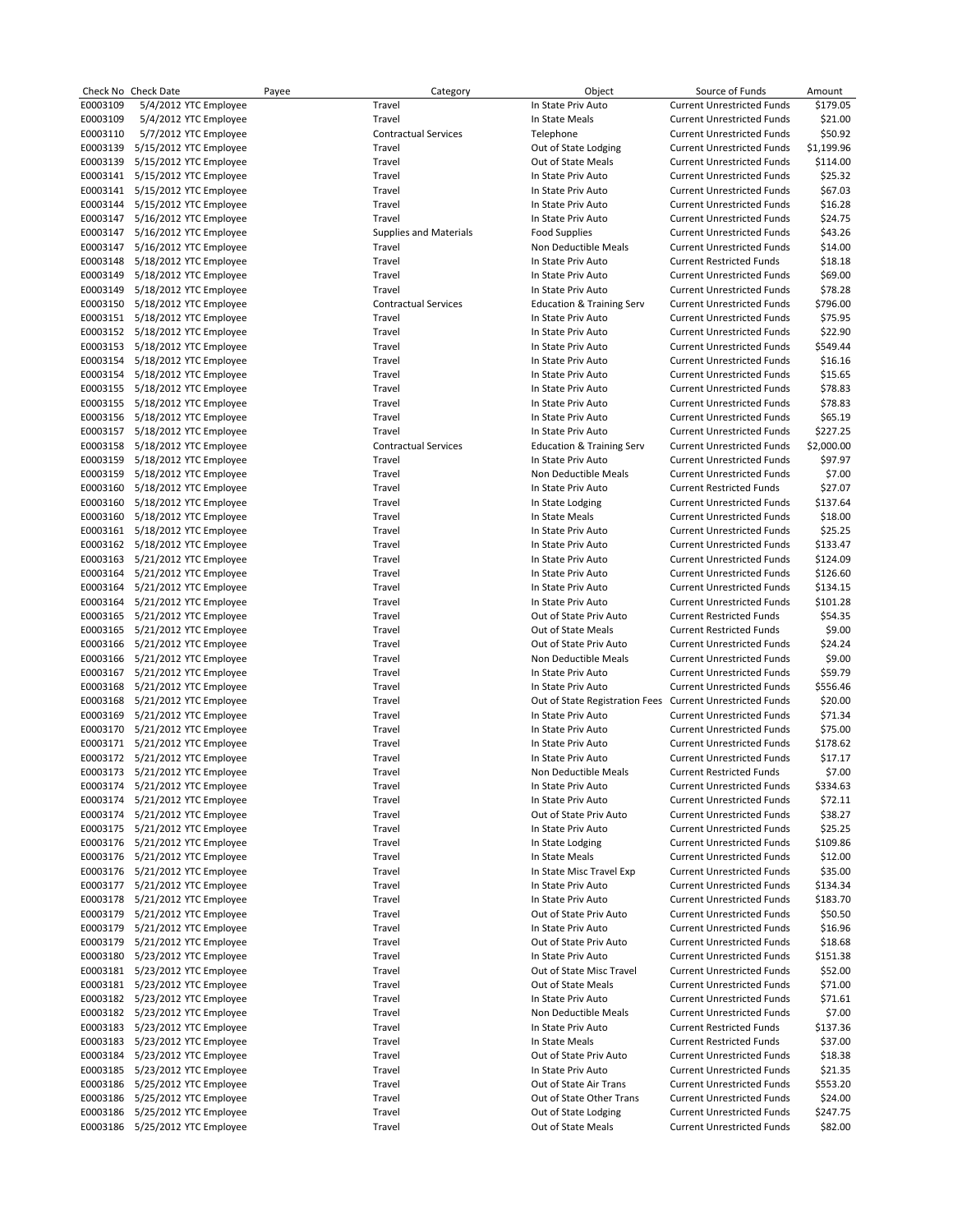| Check No | Check Date | Payee | Category | Object | Source of Funds | Amount |
|---|---|---|---|---|---|---|
| E0003109 | 5/4/2012 | YTC Employee | Travel | In State Priv Auto | Current Unrestricted Funds | $179.05 |
| E0003109 | 5/4/2012 | YTC Employee | Travel | In State Meals | Current Unrestricted Funds | $21.00 |
| E0003110 | 5/7/2012 | YTC Employee | Contractual Services | Telephone | Current Unrestricted Funds | $50.92 |
| E0003139 | 5/15/2012 | YTC Employee | Travel | Out of State Lodging | Current Unrestricted Funds | $1,199.96 |
| E0003139 | 5/15/2012 | YTC Employee | Travel | Out of State Meals | Current Unrestricted Funds | $114.00 |
| E0003141 | 5/15/2012 | YTC Employee | Travel | In State Priv Auto | Current Unrestricted Funds | $25.32 |
| E0003141 | 5/15/2012 | YTC Employee | Travel | In State Priv Auto | Current Unrestricted Funds | $67.03 |
| E0003144 | 5/15/2012 | YTC Employee | Travel | In State Priv Auto | Current Unrestricted Funds | $16.28 |
| E0003147 | 5/16/2012 | YTC Employee | Travel | In State Priv Auto | Current Unrestricted Funds | $24.75 |
| E0003147 | 5/16/2012 | YTC Employee | Supplies and Materials | Food Supplies | Current Unrestricted Funds | $43.26 |
| E0003147 | 5/16/2012 | YTC Employee | Travel | Non Deductible Meals | Current Unrestricted Funds | $14.00 |
| E0003148 | 5/18/2012 | YTC Employee | Travel | In State Priv Auto | Current Restricted Funds | $18.18 |
| E0003149 | 5/18/2012 | YTC Employee | Travel | In State Priv Auto | Current Unrestricted Funds | $69.00 |
| E0003149 | 5/18/2012 | YTC Employee | Travel | In State Priv Auto | Current Unrestricted Funds | $78.28 |
| E0003150 | 5/18/2012 | YTC Employee | Contractual Services | Education & Training Serv | Current Unrestricted Funds | $796.00 |
| E0003151 | 5/18/2012 | YTC Employee | Travel | In State Priv Auto | Current Unrestricted Funds | $75.95 |
| E0003152 | 5/18/2012 | YTC Employee | Travel | In State Priv Auto | Current Unrestricted Funds | $22.90 |
| E0003153 | 5/18/2012 | YTC Employee | Travel | In State Priv Auto | Current Unrestricted Funds | $549.44 |
| E0003154 | 5/18/2012 | YTC Employee | Travel | In State Priv Auto | Current Unrestricted Funds | $16.16 |
| E0003154 | 5/18/2012 | YTC Employee | Travel | In State Priv Auto | Current Unrestricted Funds | $15.65 |
| E0003155 | 5/18/2012 | YTC Employee | Travel | In State Priv Auto | Current Unrestricted Funds | $78.83 |
| E0003155 | 5/18/2012 | YTC Employee | Travel | In State Priv Auto | Current Unrestricted Funds | $78.83 |
| E0003156 | 5/18/2012 | YTC Employee | Travel | In State Priv Auto | Current Unrestricted Funds | $65.19 |
| E0003157 | 5/18/2012 | YTC Employee | Travel | In State Priv Auto | Current Unrestricted Funds | $227.25 |
| E0003158 | 5/18/2012 | YTC Employee | Contractual Services | Education & Training Serv | Current Unrestricted Funds | $2,000.00 |
| E0003159 | 5/18/2012 | YTC Employee | Travel | In State Priv Auto | Current Unrestricted Funds | $97.97 |
| E0003159 | 5/18/2012 | YTC Employee | Travel | Non Deductible Meals | Current Unrestricted Funds | $7.00 |
| E0003160 | 5/18/2012 | YTC Employee | Travel | In State Priv Auto | Current Restricted Funds | $27.07 |
| E0003160 | 5/18/2012 | YTC Employee | Travel | In State Lodging | Current Unrestricted Funds | $137.64 |
| E0003160 | 5/18/2012 | YTC Employee | Travel | In State Meals | Current Unrestricted Funds | $18.00 |
| E0003161 | 5/18/2012 | YTC Employee | Travel | In State Priv Auto | Current Unrestricted Funds | $25.25 |
| E0003162 | 5/18/2012 | YTC Employee | Travel | In State Priv Auto | Current Unrestricted Funds | $133.47 |
| E0003163 | 5/21/2012 | YTC Employee | Travel | In State Priv Auto | Current Unrestricted Funds | $124.09 |
| E0003164 | 5/21/2012 | YTC Employee | Travel | In State Priv Auto | Current Unrestricted Funds | $126.60 |
| E0003164 | 5/21/2012 | YTC Employee | Travel | In State Priv Auto | Current Unrestricted Funds | $134.15 |
| E0003164 | 5/21/2012 | YTC Employee | Travel | In State Priv Auto | Current Unrestricted Funds | $101.28 |
| E0003165 | 5/21/2012 | YTC Employee | Travel | Out of State Priv Auto | Current Restricted Funds | $54.35 |
| E0003165 | 5/21/2012 | YTC Employee | Travel | Out of State Meals | Current Restricted Funds | $9.00 |
| E0003166 | 5/21/2012 | YTC Employee | Travel | Out of State Priv Auto | Current Unrestricted Funds | $24.24 |
| E0003166 | 5/21/2012 | YTC Employee | Travel | Non Deductible Meals | Current Unrestricted Funds | $9.00 |
| E0003167 | 5/21/2012 | YTC Employee | Travel | In State Priv Auto | Current Unrestricted Funds | $59.79 |
| E0003168 | 5/21/2012 | YTC Employee | Travel | In State Priv Auto | Current Unrestricted Funds | $556.46 |
| E0003168 | 5/21/2012 | YTC Employee | Travel | Out of State Registration Fees | Current Unrestricted Funds | $20.00 |
| E0003169 | 5/21/2012 | YTC Employee | Travel | In State Priv Auto | Current Unrestricted Funds | $71.34 |
| E0003170 | 5/21/2012 | YTC Employee | Travel | In State Priv Auto | Current Unrestricted Funds | $75.00 |
| E0003171 | 5/21/2012 | YTC Employee | Travel | In State Priv Auto | Current Unrestricted Funds | $178.62 |
| E0003172 | 5/21/2012 | YTC Employee | Travel | In State Priv Auto | Current Unrestricted Funds | $17.17 |
| E0003173 | 5/21/2012 | YTC Employee | Travel | Non Deductible Meals | Current Restricted Funds | $7.00 |
| E0003174 | 5/21/2012 | YTC Employee | Travel | In State Priv Auto | Current Unrestricted Funds | $334.63 |
| E0003174 | 5/21/2012 | YTC Employee | Travel | In State Priv Auto | Current Unrestricted Funds | $72.11 |
| E0003174 | 5/21/2012 | YTC Employee | Travel | Out of State Priv Auto | Current Unrestricted Funds | $38.27 |
| E0003175 | 5/21/2012 | YTC Employee | Travel | In State Priv Auto | Current Unrestricted Funds | $25.25 |
| E0003176 | 5/21/2012 | YTC Employee | Travel | In State Lodging | Current Unrestricted Funds | $109.86 |
| E0003176 | 5/21/2012 | YTC Employee | Travel | In State Meals | Current Unrestricted Funds | $12.00 |
| E0003176 | 5/21/2012 | YTC Employee | Travel | In State Misc Travel Exp | Current Unrestricted Funds | $35.00 |
| E0003177 | 5/21/2012 | YTC Employee | Travel | In State Priv Auto | Current Unrestricted Funds | $134.34 |
| E0003178 | 5/21/2012 | YTC Employee | Travel | In State Priv Auto | Current Unrestricted Funds | $183.70 |
| E0003179 | 5/21/2012 | YTC Employee | Travel | Out of State Priv Auto | Current Unrestricted Funds | $50.50 |
| E0003179 | 5/21/2012 | YTC Employee | Travel | In State Priv Auto | Current Unrestricted Funds | $16.96 |
| E0003179 | 5/21/2012 | YTC Employee | Travel | Out of State Priv Auto | Current Unrestricted Funds | $18.68 |
| E0003180 | 5/23/2012 | YTC Employee | Travel | In State Priv Auto | Current Unrestricted Funds | $151.38 |
| E0003181 | 5/23/2012 | YTC Employee | Travel | Out of State Misc Travel | Current Unrestricted Funds | $52.00 |
| E0003181 | 5/23/2012 | YTC Employee | Travel | Out of State Meals | Current Unrestricted Funds | $71.00 |
| E0003182 | 5/23/2012 | YTC Employee | Travel | In State Priv Auto | Current Unrestricted Funds | $71.61 |
| E0003182 | 5/23/2012 | YTC Employee | Travel | Non Deductible Meals | Current Unrestricted Funds | $7.00 |
| E0003183 | 5/23/2012 | YTC Employee | Travel | In State Priv Auto | Current Restricted Funds | $137.36 |
| E0003183 | 5/23/2012 | YTC Employee | Travel | In State Meals | Current Restricted Funds | $37.00 |
| E0003184 | 5/23/2012 | YTC Employee | Travel | Out of State Priv Auto | Current Unrestricted Funds | $18.38 |
| E0003185 | 5/23/2012 | YTC Employee | Travel | In State Priv Auto | Current Unrestricted Funds | $21.35 |
| E0003186 | 5/25/2012 | YTC Employee | Travel | Out of State Air Trans | Current Unrestricted Funds | $553.20 |
| E0003186 | 5/25/2012 | YTC Employee | Travel | Out of State Other Trans | Current Unrestricted Funds | $24.00 |
| E0003186 | 5/25/2012 | YTC Employee | Travel | Out of State Lodging | Current Unrestricted Funds | $247.75 |
| E0003186 | 5/25/2012 | YTC Employee | Travel | Out of State Meals | Current Unrestricted Funds | $82.00 |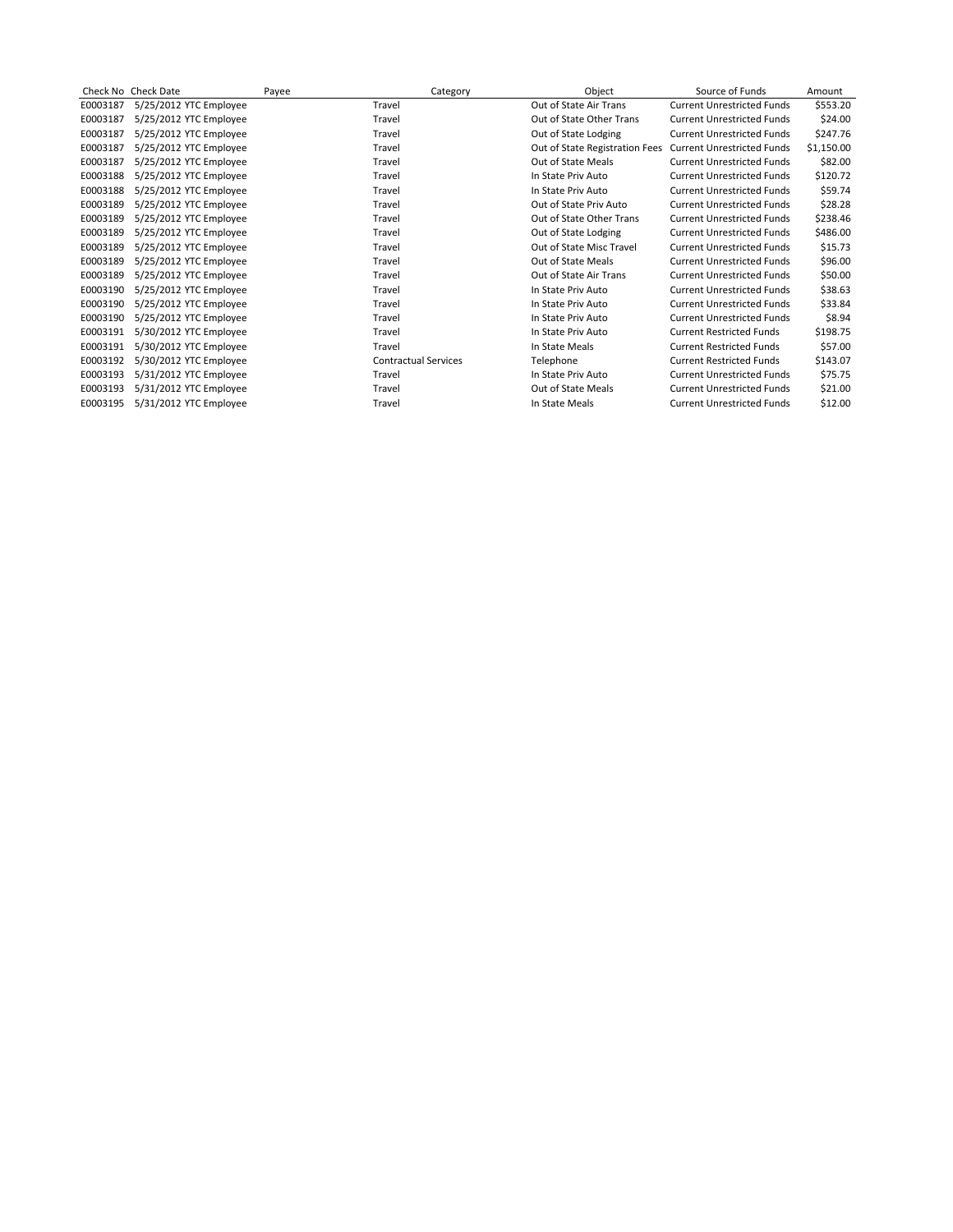| Check No | Check Date | Payee | Category | Object | Source of Funds | Amount |
|---|---|---|---|---|---|---|
| E0003187 | 5/25/2012 | YTC Employee | Travel | Out of State Air Trans | Current Unrestricted Funds | $553.20 |
| E0003187 | 5/25/2012 | YTC Employee | Travel | Out of State Other Trans | Current Unrestricted Funds | $24.00 |
| E0003187 | 5/25/2012 | YTC Employee | Travel | Out of State Lodging | Current Unrestricted Funds | $247.76 |
| E0003187 | 5/25/2012 | YTC Employee | Travel | Out of State Registration Fees | Current Unrestricted Funds | $1,150.00 |
| E0003187 | 5/25/2012 | YTC Employee | Travel | Out of State Meals | Current Unrestricted Funds | $82.00 |
| E0003188 | 5/25/2012 | YTC Employee | Travel | In State Priv Auto | Current Unrestricted Funds | $120.72 |
| E0003188 | 5/25/2012 | YTC Employee | Travel | In State Priv Auto | Current Unrestricted Funds | $59.74 |
| E0003189 | 5/25/2012 | YTC Employee | Travel | Out of State Priv Auto | Current Unrestricted Funds | $28.28 |
| E0003189 | 5/25/2012 | YTC Employee | Travel | Out of State Other Trans | Current Unrestricted Funds | $238.46 |
| E0003189 | 5/25/2012 | YTC Employee | Travel | Out of State Lodging | Current Unrestricted Funds | $486.00 |
| E0003189 | 5/25/2012 | YTC Employee | Travel | Out of State Misc Travel | Current Unrestricted Funds | $15.73 |
| E0003189 | 5/25/2012 | YTC Employee | Travel | Out of State Meals | Current Unrestricted Funds | $96.00 |
| E0003189 | 5/25/2012 | YTC Employee | Travel | Out of State Air Trans | Current Unrestricted Funds | $50.00 |
| E0003190 | 5/25/2012 | YTC Employee | Travel | In State Priv Auto | Current Unrestricted Funds | $38.63 |
| E0003190 | 5/25/2012 | YTC Employee | Travel | In State Priv Auto | Current Unrestricted Funds | $33.84 |
| E0003190 | 5/25/2012 | YTC Employee | Travel | In State Priv Auto | Current Unrestricted Funds | $8.94 |
| E0003191 | 5/30/2012 | YTC Employee | Travel | In State Priv Auto | Current Restricted Funds | $198.75 |
| E0003191 | 5/30/2012 | YTC Employee | Travel | In State Meals | Current Restricted Funds | $57.00 |
| E0003192 | 5/30/2012 | YTC Employee | Contractual Services | Telephone | Current Restricted Funds | $143.07 |
| E0003193 | 5/31/2012 | YTC Employee | Travel | In State Priv Auto | Current Unrestricted Funds | $75.75 |
| E0003193 | 5/31/2012 | YTC Employee | Travel | Out of State Meals | Current Unrestricted Funds | $21.00 |
| E0003195 | 5/31/2012 | YTC Employee | Travel | In State Meals | Current Unrestricted Funds | $12.00 |